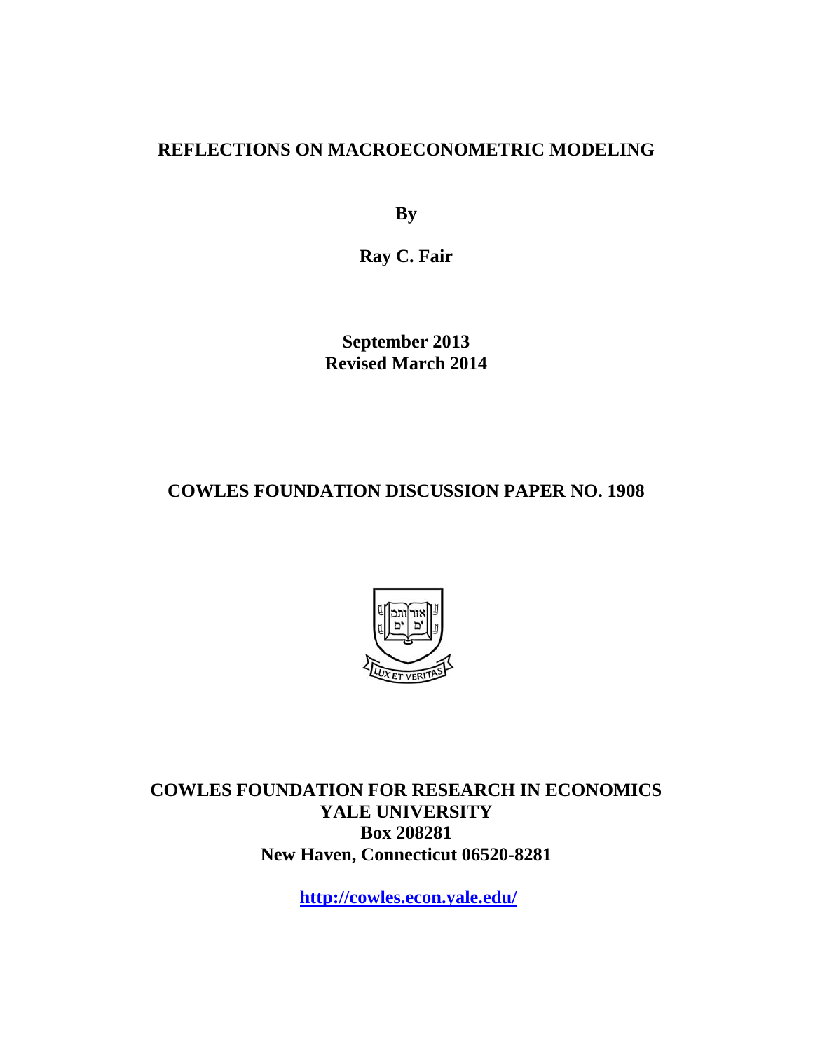# REFLECTIONS ON MACROECONOMETRIC MODELING

**By**

**Ray C. Fair**

**September 2013**
**Revised March 2014**

**COWLES FOUNDATION DISCUSSION PAPER NO. 1908**

**COWLES FOUNDATION FOR RESEARCH IN ECONOMICS**
**YALE UNIVERSITY**
**Box 208281**
**New Haven, Connecticut 06520-8281**

**http://cowles.econ.yale.edu/**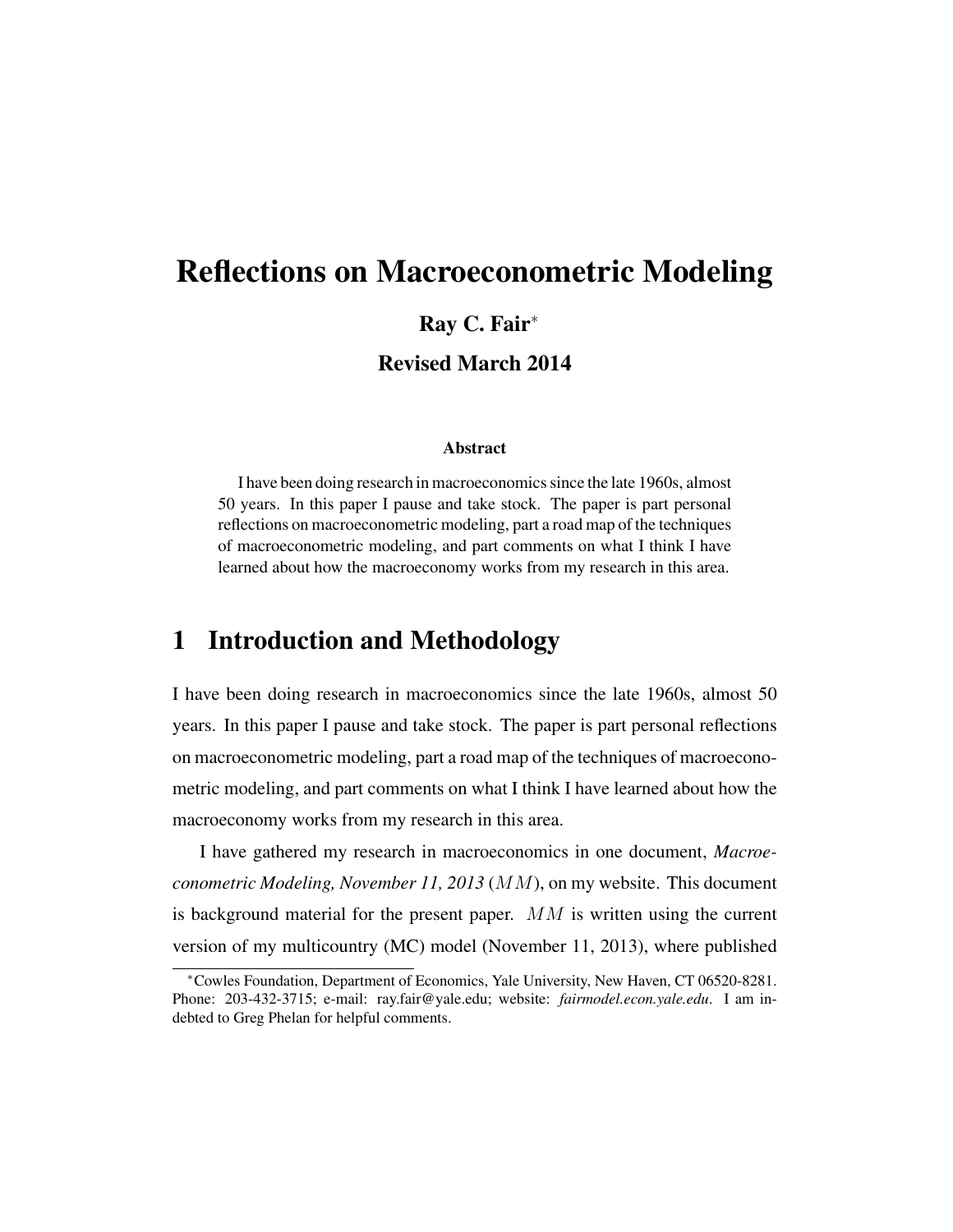# Reflections on Macroeconometric Modeling

**Ray C. Fair**[*]

**Revised March 2014**

**Abstract**

I have been doing research in macroeconomics since the late 1960s, almost 50 years. In this paper I pause and take stock. The paper is part personal reflections on macroeconometric modeling, part a road map of the techniques of macroeconometric modeling, and part comments on what I think I have learned about how the macroeconomy works from my research in this area.

## 1 Introduction and Methodology

I have been doing research in macroeconomics since the late 1960s, almost 50 years. In this paper I pause and take stock. The paper is part personal reflections on macroeconometric modeling, part a road map of the techniques of macroeconometric modeling, and part comments on what I think I have learned about how the macroeconomy works from my research in this area.

I have gathered my research in macroeconomics in one document, *Macroeconometric Modeling, November 11, 2013* ($MM$), on my website. This document is background material for the present paper. $MM$ is written using the current version of my multicountry (MC) model (November 11, 2013), where published

[*] Cowles Foundation, Department of Economics, Yale University, New Haven, CT 06520-8281. Phone: 203-432-3715; e-mail: ray.fair@yale.edu; website: *fairmodel.econ.yale.edu*. I am indebted to Greg Phelan for helpful comments.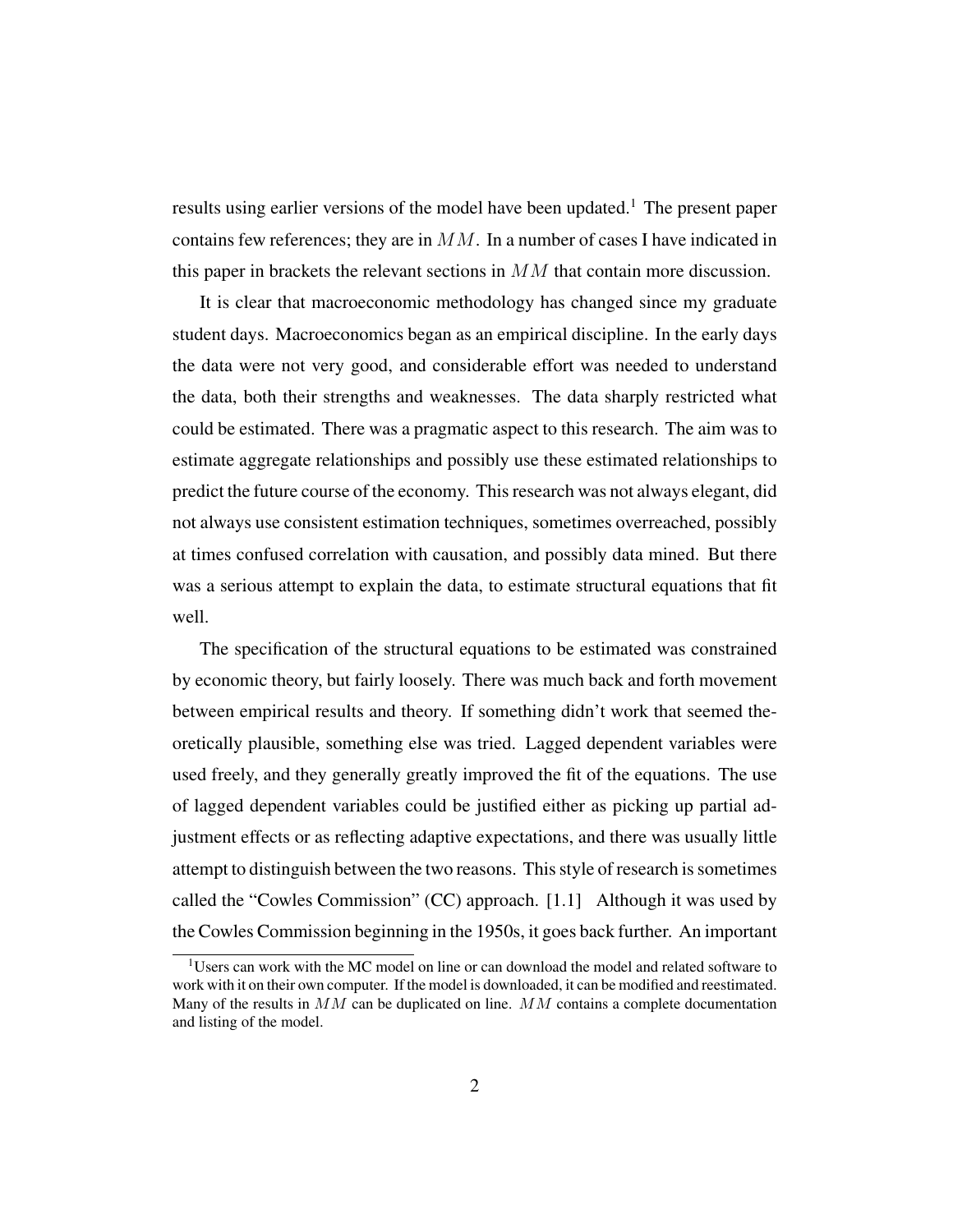results using earlier versions of the model have been updated.[1] The present paper contains few references; they are in $MM$. In a number of cases I have indicated in this paper in brackets the relevant sections in $MM$ that contain more discussion.

It is clear that macroeconomic methodology has changed since my graduate student days. Macroeconomics began as an empirical discipline. In the early days the data were not very good, and considerable effort was needed to understand the data, both their strengths and weaknesses. The data sharply restricted what could be estimated. There was a pragmatic aspect to this research. The aim was to estimate aggregate relationships and possibly use these estimated relationships to predict the future course of the economy. This research was not always elegant, did not always use consistent estimation techniques, sometimes overreached, possibly at times confused correlation with causation, and possibly data mined. But there was a serious attempt to explain the data, to estimate structural equations that fit well.

The specification of the structural equations to be estimated was constrained by economic theory, but fairly loosely. There was much back and forth movement between empirical results and theory. If something didn't work that seemed theoretically plausible, something else was tried. Lagged dependent variables were used freely, and they generally greatly improved the fit of the equations. The use of lagged dependent variables could be justified either as picking up partial adjustment effects or as reflecting adaptive expectations, and there was usually little attempt to distinguish between the two reasons. This style of research is sometimes called the "Cowles Commission" (CC) approach. [1.1] Although it was used by the Cowles Commission beginning in the 1950s, it goes back further. An important

[1] Users can work with the MC model on line or can download the model and related software to work with it on their own computer. If the model is downloaded, it can be modified and reestimated. Many of the results in $MM$ can be duplicated on line. $MM$ contains a complete documentation and listing of the model.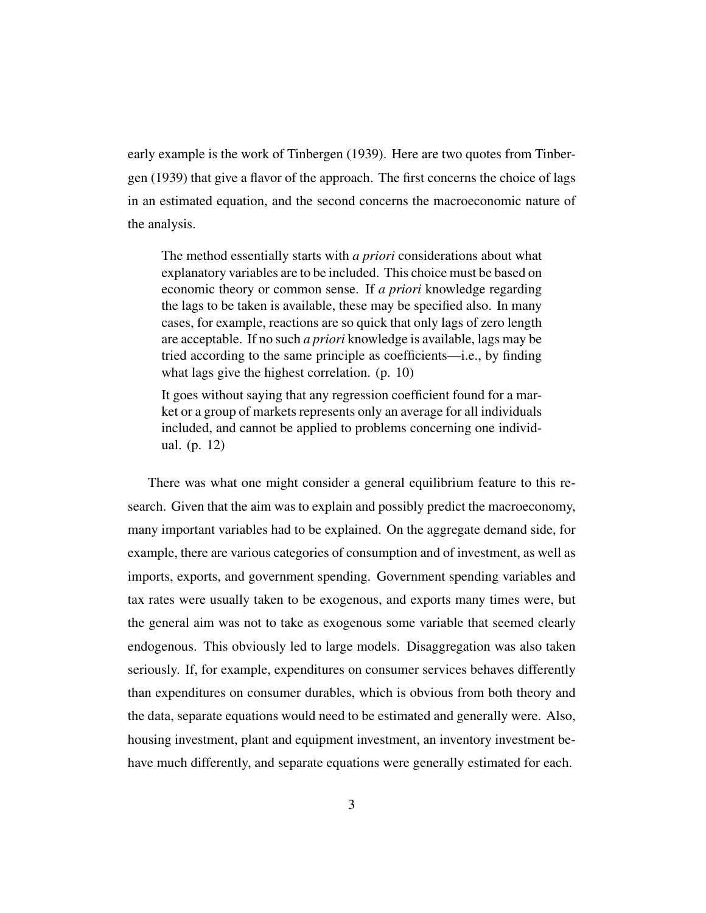early example is the work of Tinbergen (1939). Here are two quotes from Tinbergen (1939) that give a flavor of the approach. The first concerns the choice of lags in an estimated equation, and the second concerns the macroeconomic nature of the analysis.

> The method essentially starts with *a priori* considerations about what explanatory variables are to be included. This choice must be based on economic theory or common sense. If *a priori* knowledge regarding the lags to be taken is available, these may be specified also. In many cases, for example, reactions are so quick that only lags of zero length are acceptable. If no such *a priori* knowledge is available, lags may be tried according to the same principle as coefficients—i.e., by finding what lags give the highest correlation. (p. 10)
>
> It goes without saying that any regression coefficient found for a market or a group of markets represents only an average for all individuals included, and cannot be applied to problems concerning one individual. (p. 12)

There was what one might consider a general equilibrium feature to this research. Given that the aim was to explain and possibly predict the macroeconomy, many important variables had to be explained. On the aggregate demand side, for example, there are various categories of consumption and of investment, as well as imports, exports, and government spending. Government spending variables and tax rates were usually taken to be exogenous, and exports many times were, but the general aim was not to take as exogenous some variable that seemed clearly endogenous. This obviously led to large models. Disaggregation was also taken seriously. If, for example, expenditures on consumer services behaves differently than expenditures on consumer durables, which is obvious from both theory and the data, separate equations would need to be estimated and generally were. Also, housing investment, plant and equipment investment, an inventory investment behave much differently, and separate equations were generally estimated for each.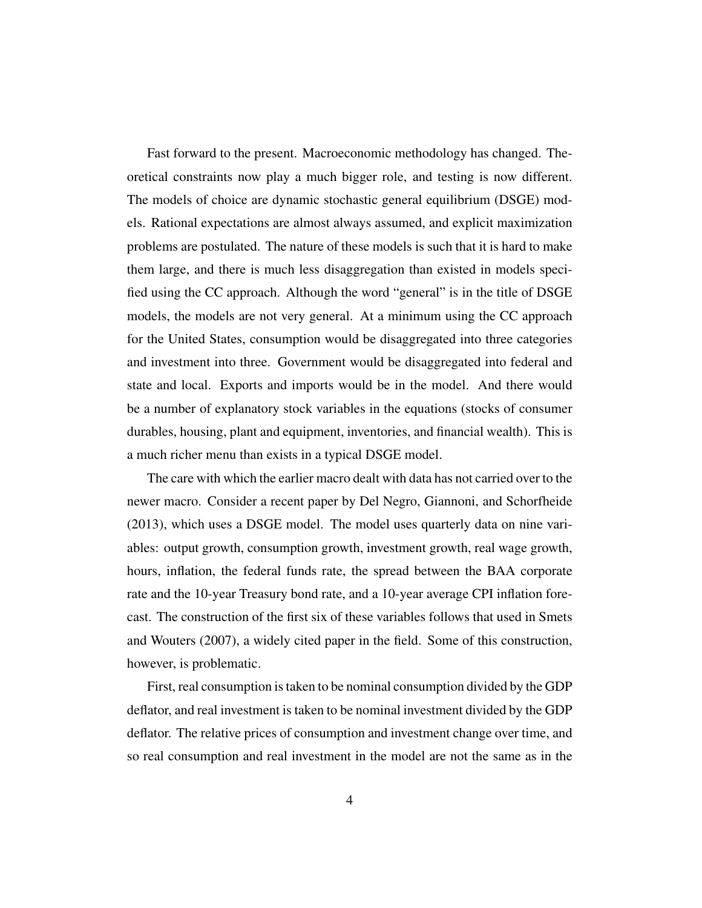Fast forward to the present. Macroeconomic methodology has changed. Theoretical constraints now play a much bigger role, and testing is now different. The models of choice are dynamic stochastic general equilibrium (DSGE) models. Rational expectations are almost always assumed, and explicit maximization problems are postulated. The nature of these models is such that it is hard to make them large, and there is much less disaggregation than existed in models specified using the CC approach. Although the word "general" is in the title of DSGE models, the models are not very general. At a minimum using the CC approach for the United States, consumption would be disaggregated into three categories and investment into three. Government would be disaggregated into federal and state and local. Exports and imports would be in the model. And there would be a number of explanatory stock variables in the equations (stocks of consumer durables, housing, plant and equipment, inventories, and financial wealth). This is a much richer menu than exists in a typical DSGE model.

The care with which the earlier macro dealt with data has not carried over to the newer macro. Consider a recent paper by Del Negro, Giannoni, and Schorfheide (2013), which uses a DSGE model. The model uses quarterly data on nine variables: output growth, consumption growth, investment growth, real wage growth, hours, inflation, the federal funds rate, the spread between the BAA corporate rate and the 10-year Treasury bond rate, and a 10-year average CPI inflation forecast. The construction of the first six of these variables follows that used in Smets and Wouters (2007), a widely cited paper in the field. Some of this construction, however, is problematic.

First, real consumption is taken to be nominal consumption divided by the GDP deflator, and real investment is taken to be nominal investment divided by the GDP deflator. The relative prices of consumption and investment change over time, and so real consumption and real investment in the model are not the same as in the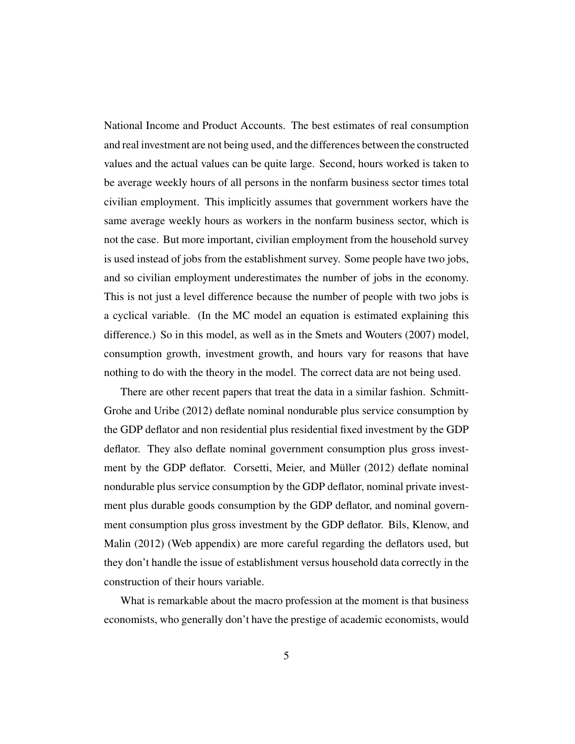National Income and Product Accounts. The best estimates of real consumption and real investment are not being used, and the differences between the constructed values and the actual values can be quite large. Second, hours worked is taken to be average weekly hours of all persons in the nonfarm business sector times total civilian employment. This implicitly assumes that government workers have the same average weekly hours as workers in the nonfarm business sector, which is not the case. But more important, civilian employment from the household survey is used instead of jobs from the establishment survey. Some people have two jobs, and so civilian employment underestimates the number of jobs in the economy. This is not just a level difference because the number of people with two jobs is a cyclical variable. (In the MC model an equation is estimated explaining this difference.) So in this model, as well as in the Smets and Wouters (2007) model, consumption growth, investment growth, and hours vary for reasons that have nothing to do with the theory in the model. The correct data are not being used.

There are other recent papers that treat the data in a similar fashion. Schmitt-Grohe and Uribe (2012) deflate nominal nondurable plus service consumption by the GDP deflator and non residential plus residential fixed investment by the GDP deflator. They also deflate nominal government consumption plus gross investment by the GDP deflator. Corsetti, Meier, and Müller (2012) deflate nominal nondurable plus service consumption by the GDP deflator, nominal private investment plus durable goods consumption by the GDP deflator, and nominal government consumption plus gross investment by the GDP deflator. Bils, Klenow, and Malin (2012) (Web appendix) are more careful regarding the deflators used, but they don't handle the issue of establishment versus household data correctly in the construction of their hours variable.

What is remarkable about the macro profession at the moment is that business economists, who generally don't have the prestige of academic economists, would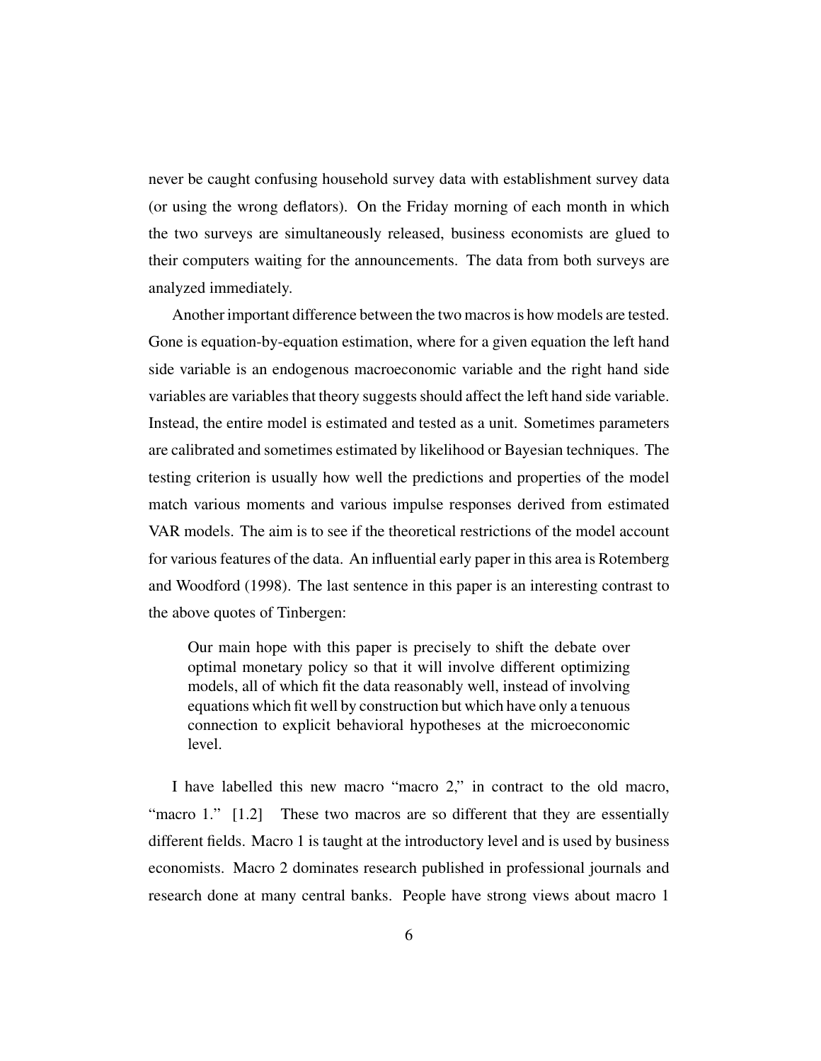never be caught confusing household survey data with establishment survey data (or using the wrong deflators). On the Friday morning of each month in which the two surveys are simultaneously released, business economists are glued to their computers waiting for the announcements. The data from both surveys are analyzed immediately.

Another important difference between the two macros is how models are tested. Gone is equation-by-equation estimation, where for a given equation the left hand side variable is an endogenous macroeconomic variable and the right hand side variables are variables that theory suggests should affect the left hand side variable. Instead, the entire model is estimated and tested as a unit. Sometimes parameters are calibrated and sometimes estimated by likelihood or Bayesian techniques. The testing criterion is usually how well the predictions and properties of the model match various moments and various impulse responses derived from estimated VAR models. The aim is to see if the theoretical restrictions of the model account for various features of the data. An influential early paper in this area is Rotemberg and Woodford (1998). The last sentence in this paper is an interesting contrast to the above quotes of Tinbergen:

> Our main hope with this paper is precisely to shift the debate over optimal monetary policy so that it will involve different optimizing models, all of which fit the data reasonably well, instead of involving equations which fit well by construction but which have only a tenuous connection to explicit behavioral hypotheses at the microeconomic level.

I have labelled this new macro "macro 2," in contract to the old macro, "macro 1." [1.2] These two macros are so different that they are essentially different fields. Macro 1 is taught at the introductory level and is used by business economists. Macro 2 dominates research published in professional journals and research done at many central banks. People have strong views about macro 1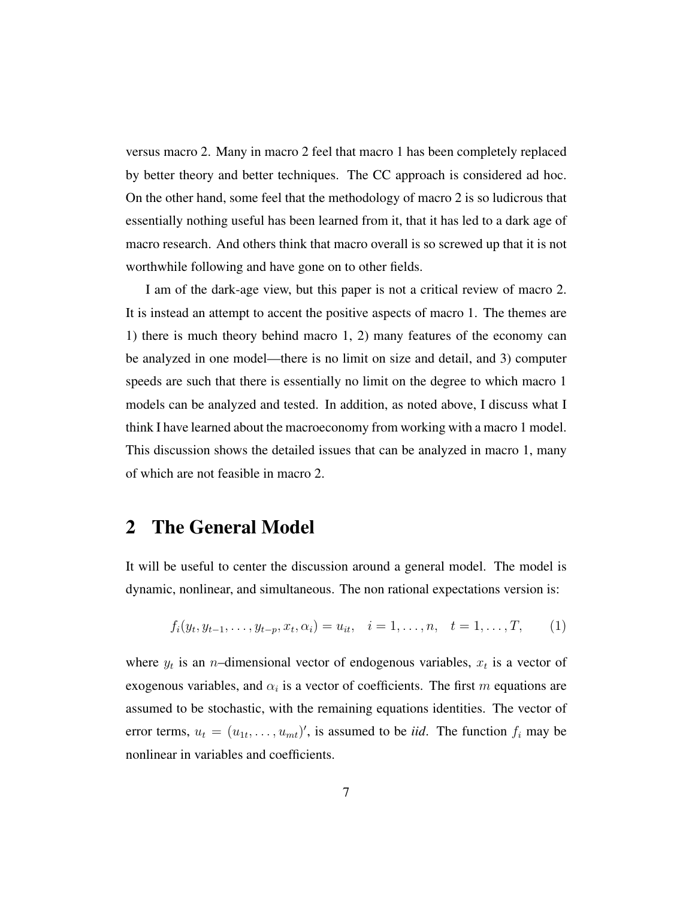versus macro 2. Many in macro 2 feel that macro 1 has been completely replaced by better theory and better techniques. The CC approach is considered ad hoc. On the other hand, some feel that the methodology of macro 2 is so ludicrous that essentially nothing useful has been learned from it, that it has led to a dark age of macro research. And others think that macro overall is so screwed up that it is not worthwhile following and have gone on to other fields.

I am of the dark-age view, but this paper is not a critical review of macro 2. It is instead an attempt to accent the positive aspects of macro 1. The themes are 1) there is much theory behind macro 1, 2) many features of the economy can be analyzed in one model—there is no limit on size and detail, and 3) computer speeds are such that there is essentially no limit on the degree to which macro 1 models can be analyzed and tested. In addition, as noted above, I discuss what I think I have learned about the macroeconomy from working with a macro 1 model. This discussion shows the detailed issues that can be analyzed in macro 1, many of which are not feasible in macro 2.

## 2 The General Model

It will be useful to center the discussion around a general model. The model is dynamic, nonlinear, and simultaneous. The non rational expectations version is:

$$f_i(y_t, y_{t-1}, \ldots, y_{t-p}, x_t, \alpha_i) = u_{it}, \quad i = 1, \ldots, n, \quad t = 1, \ldots, T, \tag{1}$$

where $y_t$ is an $n$–dimensional vector of endogenous variables, $x_t$ is a vector of exogenous variables, and $\alpha_i$ is a vector of coefficients. The first $m$ equations are assumed to be stochastic, with the remaining equations identities. The vector of error terms, $u_t = (u_{1t}, \ldots, u_{mt})'$, is assumed to be *iid*. The function $f_i$ may be nonlinear in variables and coefficients.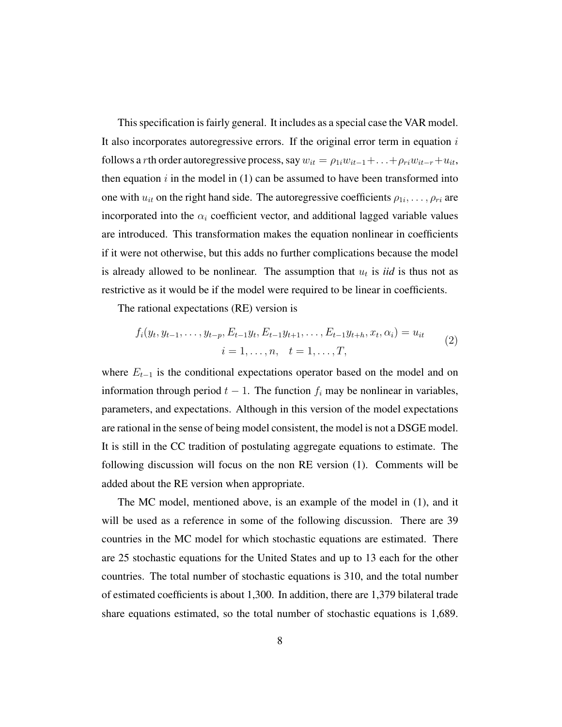This specification is fairly general. It includes as a special case the VAR model. It also incorporates autoregressive errors. If the original error term in equation $i$ follows a $r$th order autoregressive process, say $w_{it} = \rho_{1i}w_{it-1} + \ldots + \rho_{ri}w_{it-r} + u_{it}$, then equation $i$ in the model in (1) can be assumed to have been transformed into one with $u_{it}$ on the right hand side. The autoregressive coefficients $\rho_{1i}, \ldots, \rho_{ri}$ are incorporated into the $\alpha_i$ coefficient vector, and additional lagged variable values are introduced. This transformation makes the equation nonlinear in coefficients if it were not otherwise, but this adds no further complications because the model is already allowed to be nonlinear. The assumption that $u_t$ is *iid* is thus not as restrictive as it would be if the model were required to be linear in coefficients.

The rational expectations (RE) version is

$$
\begin{gathered}
f_i(y_t, y_{t-1}, \ldots, y_{t-p}, E_{t-1}y_t, E_{t-1}y_{t+1}, \ldots, E_{t-1}y_{t+h}, x_t, \alpha_i) = u_{it} \\
i = 1, \ldots, n, \quad t = 1, \ldots, T,
\end{gathered}
\tag{2}
$$

where $E_{t-1}$ is the conditional expectations operator based on the model and on information through period $t-1$. The function $f_i$ may be nonlinear in variables, parameters, and expectations. Although in this version of the model expectations are rational in the sense of being model consistent, the model is not a DSGE model. It is still in the CC tradition of postulating aggregate equations to estimate. The following discussion will focus on the non RE version (1). Comments will be added about the RE version when appropriate.

The MC model, mentioned above, is an example of the model in (1), and it will be used as a reference in some of the following discussion. There are 39 countries in the MC model for which stochastic equations are estimated. There are 25 stochastic equations for the United States and up to 13 each for the other countries. The total number of stochastic equations is 310, and the total number of estimated coefficients is about 1,300. In addition, there are 1,379 bilateral trade share equations estimated, so the total number of stochastic equations is 1,689.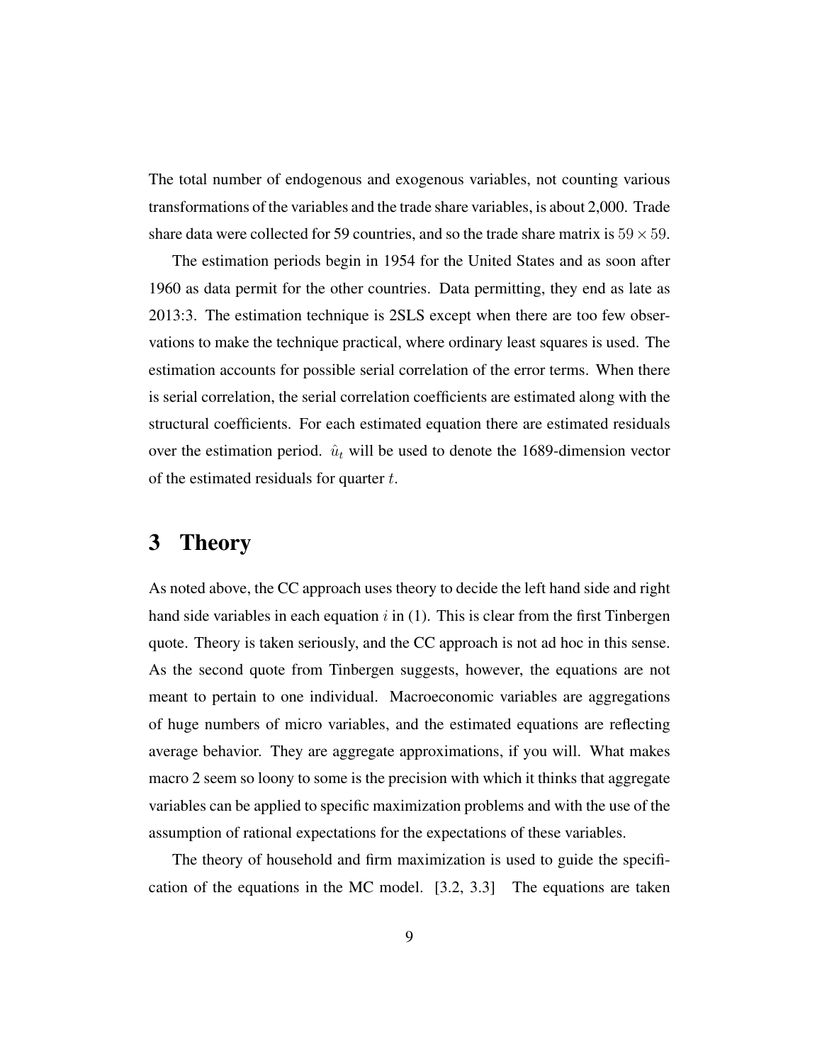The total number of endogenous and exogenous variables, not counting various transformations of the variables and the trade share variables, is about 2,000. Trade share data were collected for 59 countries, and so the trade share matrix is $59 \times 59$.

The estimation periods begin in 1954 for the United States and as soon after 1960 as data permit for the other countries. Data permitting, they end as late as 2013:3. The estimation technique is 2SLS except when there are too few observations to make the technique practical, where ordinary least squares is used. The estimation accounts for possible serial correlation of the error terms. When there is serial correlation, the serial correlation coefficients are estimated along with the structural coefficients. For each estimated equation there are estimated residuals over the estimation period. $\hat{u}_t$ will be used to denote the 1689-dimension vector of the estimated residuals for quarter $t$.

# 3 Theory

As noted above, the CC approach uses theory to decide the left hand side and right hand side variables in each equation $i$ in (1). This is clear from the first Tinbergen quote. Theory is taken seriously, and the CC approach is not ad hoc in this sense. As the second quote from Tinbergen suggests, however, the equations are not meant to pertain to one individual. Macroeconomic variables are aggregations of huge numbers of micro variables, and the estimated equations are reflecting average behavior. They are aggregate approximations, if you will. What makes macro 2 seem so loony to some is the precision with which it thinks that aggregate variables can be applied to specific maximization problems and with the use of the assumption of rational expectations for the expectations of these variables.

The theory of household and firm maximization is used to guide the specification of the equations in the MC model. [3.2, 3.3] The equations are taken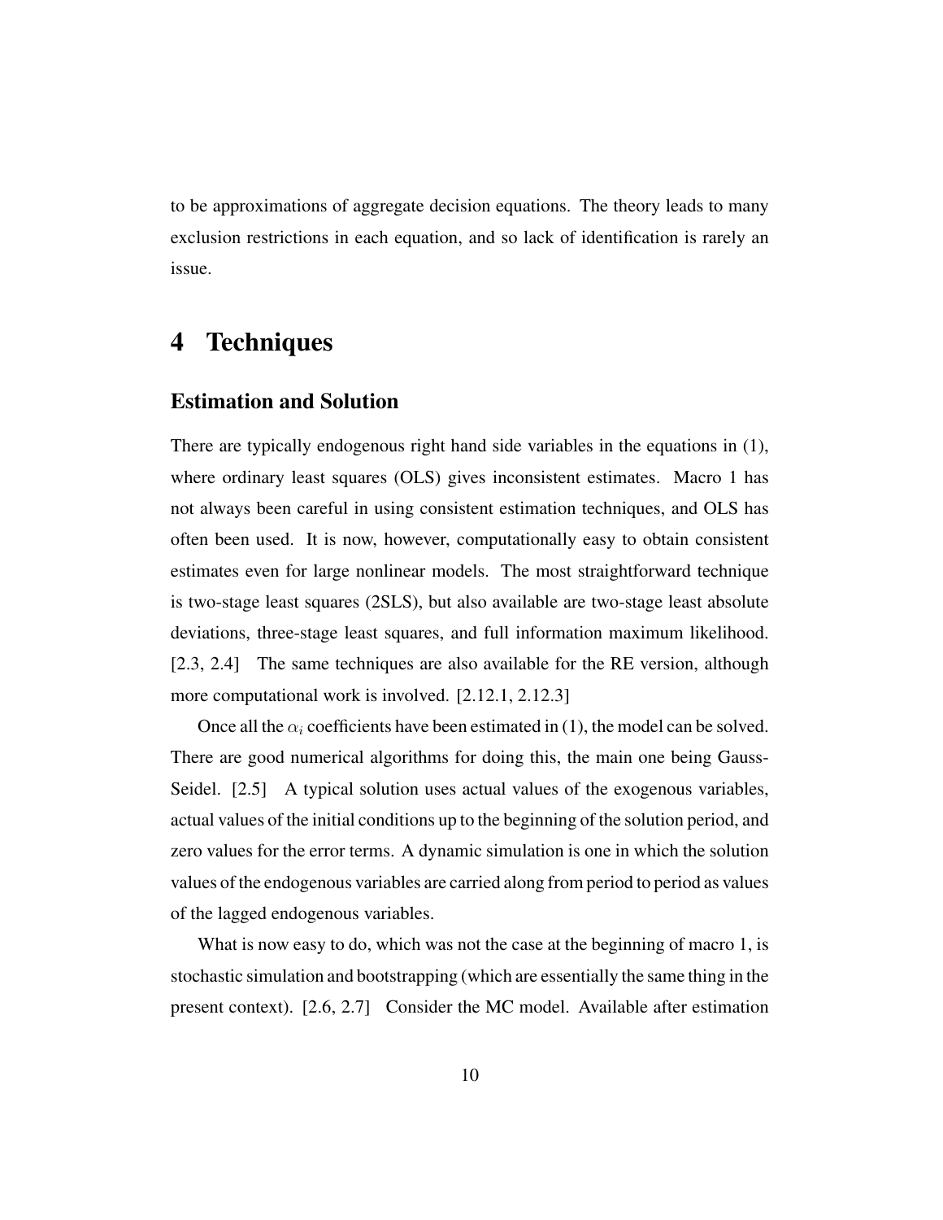to be approximations of aggregate decision equations. The theory leads to many exclusion restrictions in each equation, and so lack of identification is rarely an issue.

# 4 Techniques

## Estimation and Solution

There are typically endogenous right hand side variables in the equations in (1), where ordinary least squares (OLS) gives inconsistent estimates. Macro 1 has not always been careful in using consistent estimation techniques, and OLS has often been used. It is now, however, computationally easy to obtain consistent estimates even for large nonlinear models. The most straightforward technique is two-stage least squares (2SLS), but also available are two-stage least absolute deviations, three-stage least squares, and full information maximum likelihood. [2.3, 2.4] The same techniques are also available for the RE version, although more computational work is involved. [2.12.1, 2.12.3]

Once all the $\alpha_i$ coefficients have been estimated in (1), the model can be solved. There are good numerical algorithms for doing this, the main one being Gauss-Seidel. [2.5] A typical solution uses actual values of the exogenous variables, actual values of the initial conditions up to the beginning of the solution period, and zero values for the error terms. A dynamic simulation is one in which the solution values of the endogenous variables are carried along from period to period as values of the lagged endogenous variables.

What is now easy to do, which was not the case at the beginning of macro 1, is stochastic simulation and bootstrapping (which are essentially the same thing in the present context). [2.6, 2.7] Consider the MC model. Available after estimation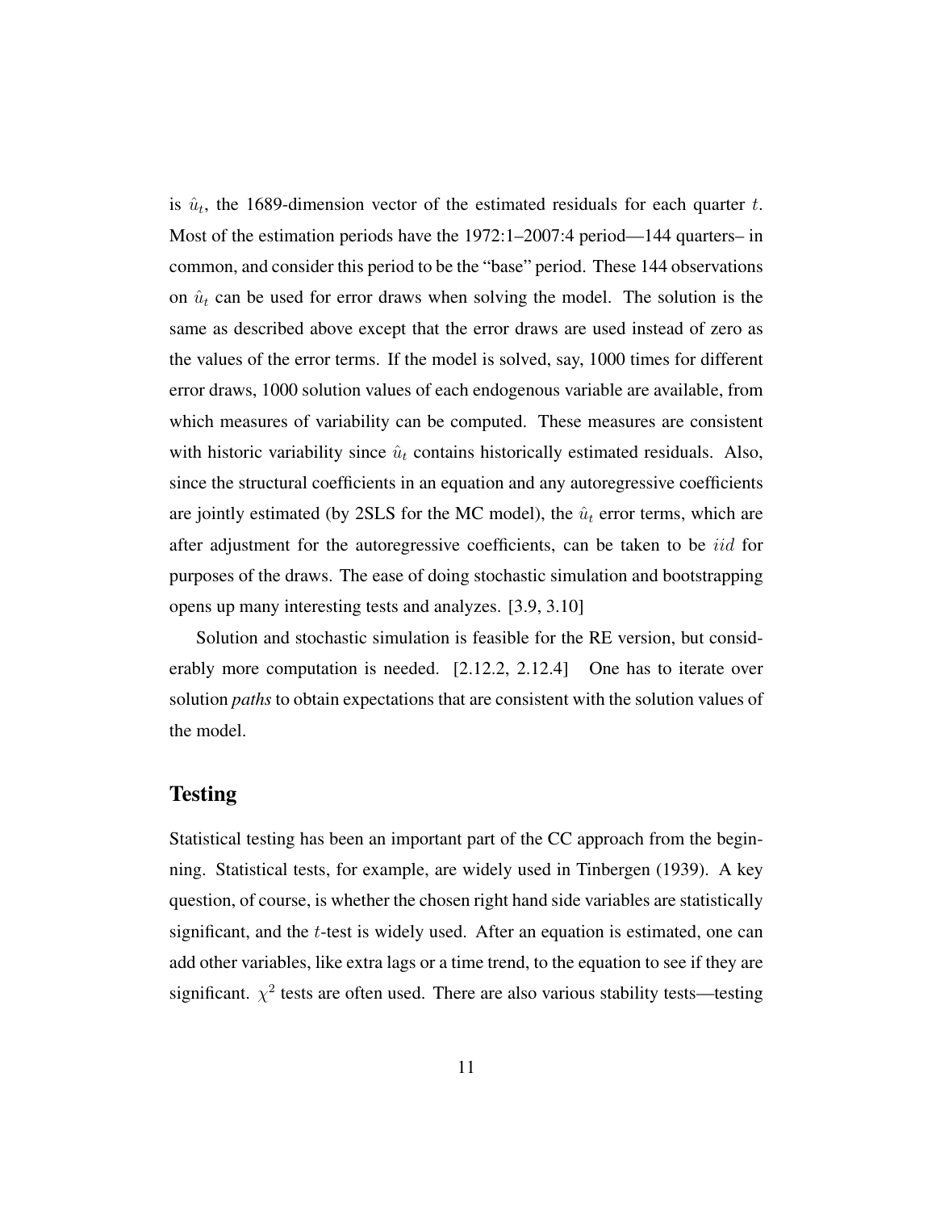is $\hat{u}_t$, the 1689-dimension vector of the estimated residuals for each quarter $t$. Most of the estimation periods have the 1972:1–2007:4 period—144 quarters– in common, and consider this period to be the "base" period. These 144 observations on $\hat{u}_t$ can be used for error draws when solving the model. The solution is the same as described above except that the error draws are used instead of zero as the values of the error terms. If the model is solved, say, 1000 times for different error draws, 1000 solution values of each endogenous variable are available, from which measures of variability can be computed. These measures are consistent with historic variability since $\hat{u}_t$ contains historically estimated residuals. Also, since the structural coefficients in an equation and any autoregressive coefficients are jointly estimated (by 2SLS for the MC model), the $\hat{u}_t$ error terms, which are after adjustment for the autoregressive coefficients, can be taken to be $iid$ for purposes of the draws. The ease of doing stochastic simulation and bootstrapping opens up many interesting tests and analyzes. [3.9, 3.10]

Solution and stochastic simulation is feasible for the RE version, but considerably more computation is needed. [2.12.2, 2.12.4] One has to iterate over solution *paths* to obtain expectations that are consistent with the solution values of the model.

## Testing

Statistical testing has been an important part of the CC approach from the beginning. Statistical tests, for example, are widely used in Tinbergen (1939). A key question, of course, is whether the chosen right hand side variables are statistically significant, and the $t$-test is widely used. After an equation is estimated, one can add other variables, like extra lags or a time trend, to the equation to see if they are significant. $\chi^2$ tests are often used. There are also various stability tests—testing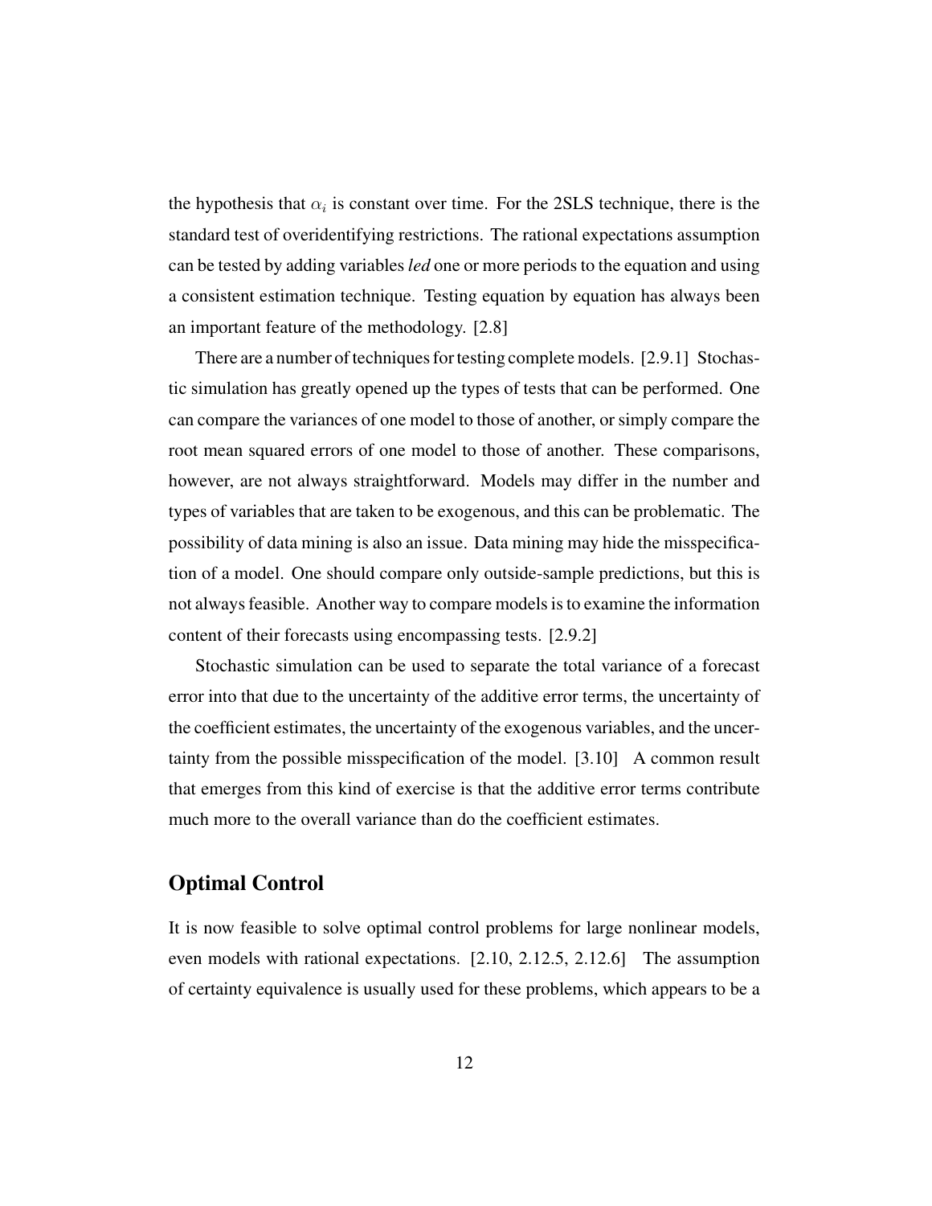the hypothesis that $\alpha_i$ is constant over time. For the 2SLS technique, there is the standard test of overidentifying restrictions. The rational expectations assumption can be tested by adding variables *led* one or more periods to the equation and using a consistent estimation technique. Testing equation by equation has always been an important feature of the methodology. [2.8]

There are a number of techniques for testing complete models. [2.9.1] Stochastic simulation has greatly opened up the types of tests that can be performed. One can compare the variances of one model to those of another, or simply compare the root mean squared errors of one model to those of another. These comparisons, however, are not always straightforward. Models may differ in the number and types of variables that are taken to be exogenous, and this can be problematic. The possibility of data mining is also an issue. Data mining may hide the misspecification of a model. One should compare only outside-sample predictions, but this is not always feasible. Another way to compare models is to examine the information content of their forecasts using encompassing tests. [2.9.2]

Stochastic simulation can be used to separate the total variance of a forecast error into that due to the uncertainty of the additive error terms, the uncertainty of the coefficient estimates, the uncertainty of the exogenous variables, and the uncertainty from the possible misspecification of the model. [3.10] A common result that emerges from this kind of exercise is that the additive error terms contribute much more to the overall variance than do the coefficient estimates.

## Optimal Control

It is now feasible to solve optimal control problems for large nonlinear models, even models with rational expectations. [2.10, 2.12.5, 2.12.6] The assumption of certainty equivalence is usually used for these problems, which appears to be a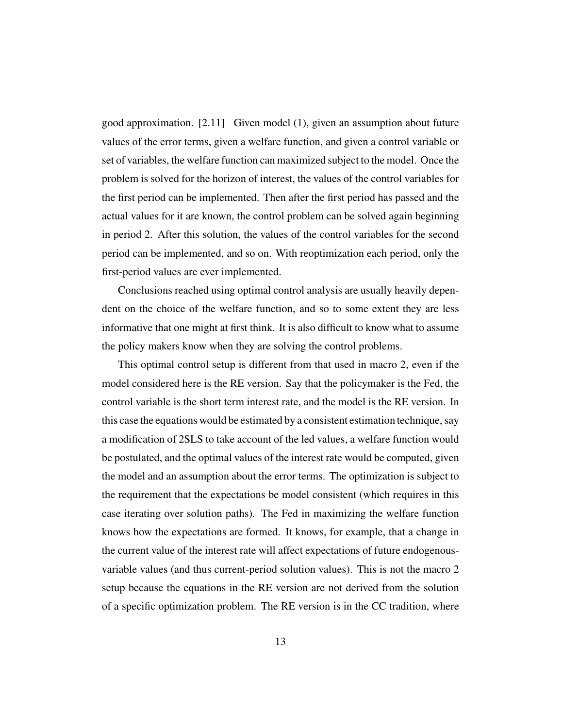good approximation. [2.11] Given model (1), given an assumption about future values of the error terms, given a welfare function, and given a control variable or set of variables, the welfare function can maximized subject to the model. Once the problem is solved for the horizon of interest, the values of the control variables for the first period can be implemented. Then after the first period has passed and the actual values for it are known, the control problem can be solved again beginning in period 2. After this solution, the values of the control variables for the second period can be implemented, and so on. With reoptimization each period, only the first-period values are ever implemented.

Conclusions reached using optimal control analysis are usually heavily dependent on the choice of the welfare function, and so to some extent they are less informative that one might at first think. It is also difficult to know what to assume the policy makers know when they are solving the control problems.

This optimal control setup is different from that used in macro 2, even if the model considered here is the RE version. Say that the policymaker is the Fed, the control variable is the short term interest rate, and the model is the RE version. In this case the equations would be estimated by a consistent estimation technique, say a modification of 2SLS to take account of the led values, a welfare function would be postulated, and the optimal values of the interest rate would be computed, given the model and an assumption about the error terms. The optimization is subject to the requirement that the expectations be model consistent (which requires in this case iterating over solution paths). The Fed in maximizing the welfare function knows how the expectations are formed. It knows, for example, that a change in the current value of the interest rate will affect expectations of future endogenous-variable values (and thus current-period solution values). This is not the macro 2 setup because the equations in the RE version are not derived from the solution of a specific optimization problem. The RE version is in the CC tradition, where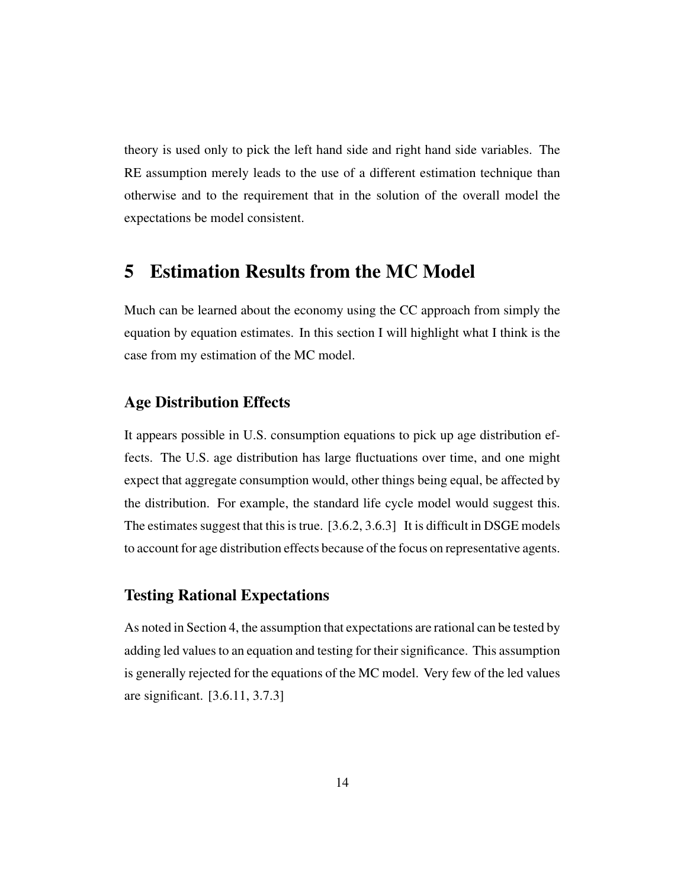theory is used only to pick the left hand side and right hand side variables. The RE assumption merely leads to the use of a different estimation technique than otherwise and to the requirement that in the solution of the overall model the expectations be model consistent.

# 5 Estimation Results from the MC Model

Much can be learned about the economy using the CC approach from simply the equation by equation estimates. In this section I will highlight what I think is the case from my estimation of the MC model.

### Age Distribution Effects

It appears possible in U.S. consumption equations to pick up age distribution effects. The U.S. age distribution has large fluctuations over time, and one might expect that aggregate consumption would, other things being equal, be affected by the distribution. For example, the standard life cycle model would suggest this. The estimates suggest that this is true. [3.6.2, 3.6.3] It is difficult in DSGE models to account for age distribution effects because of the focus on representative agents.

### Testing Rational Expectations

As noted in Section 4, the assumption that expectations are rational can be tested by adding led values to an equation and testing for their significance. This assumption is generally rejected for the equations of the MC model. Very few of the led values are significant. [3.6.11, 3.7.3]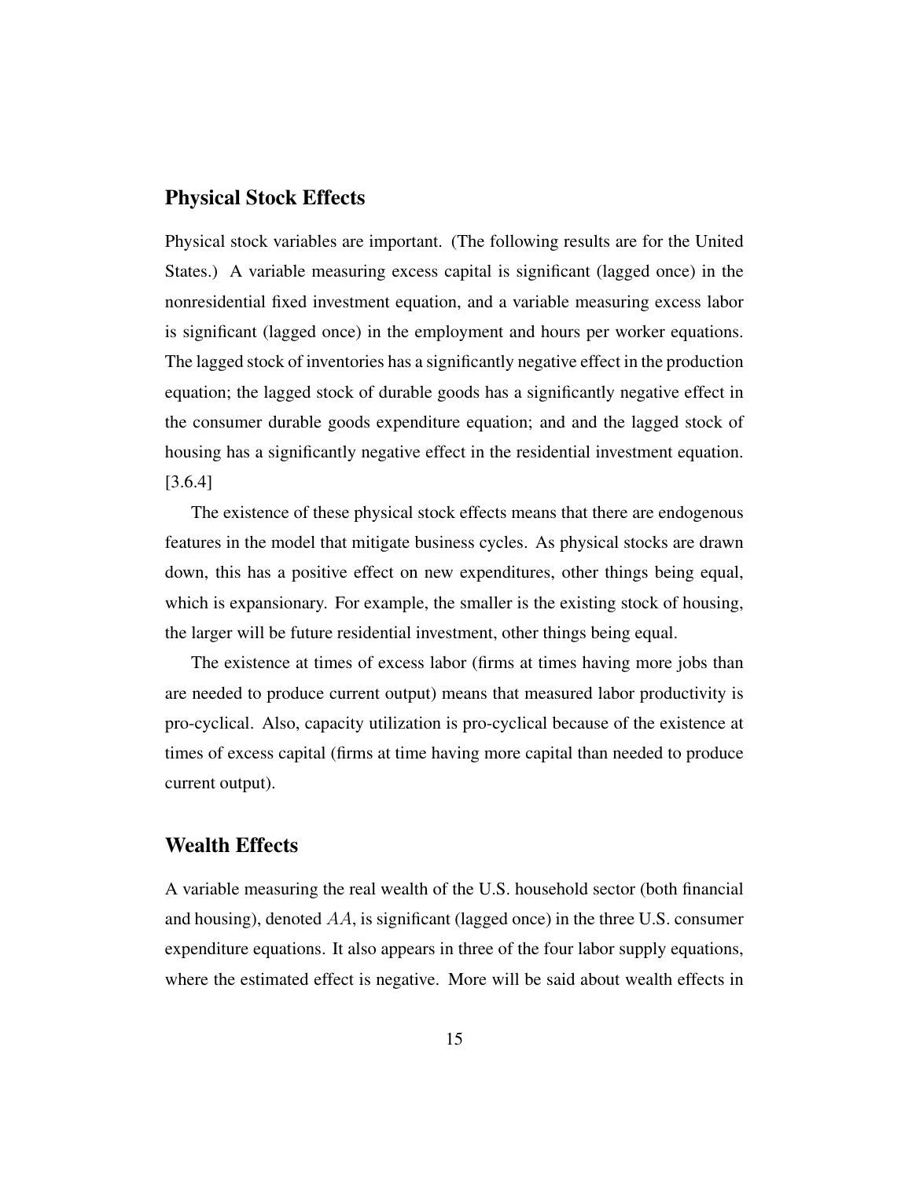## Physical Stock Effects

Physical stock variables are important. (The following results are for the United States.) A variable measuring excess capital is significant (lagged once) in the nonresidential fixed investment equation, and a variable measuring excess labor is significant (lagged once) in the employment and hours per worker equations. The lagged stock of inventories has a significantly negative effect in the production equation; the lagged stock of durable goods has a significantly negative effect in the consumer durable goods expenditure equation; and and the lagged stock of housing has a significantly negative effect in the residential investment equation. [3.6.4]

The existence of these physical stock effects means that there are endogenous features in the model that mitigate business cycles. As physical stocks are drawn down, this has a positive effect on new expenditures, other things being equal, which is expansionary. For example, the smaller is the existing stock of housing, the larger will be future residential investment, other things being equal.

The existence at times of excess labor (firms at times having more jobs than are needed to produce current output) means that measured labor productivity is pro-cyclical. Also, capacity utilization is pro-cyclical because of the existence at times of excess capital (firms at time having more capital than needed to produce current output).

## Wealth Effects

A variable measuring the real wealth of the U.S. household sector (both financial and housing), denoted $AA$, is significant (lagged once) in the three U.S. consumer expenditure equations. It also appears in three of the four labor supply equations, where the estimated effect is negative. More will be said about wealth effects in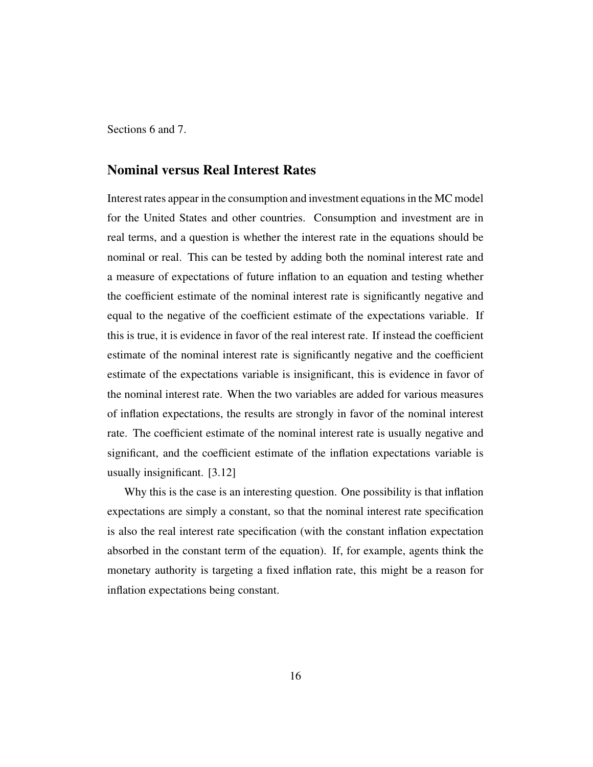Sections 6 and 7.

## Nominal versus Real Interest Rates

Interest rates appear in the consumption and investment equations in the MC model for the United States and other countries. Consumption and investment are in real terms, and a question is whether the interest rate in the equations should be nominal or real. This can be tested by adding both the nominal interest rate and a measure of expectations of future inflation to an equation and testing whether the coefficient estimate of the nominal interest rate is significantly negative and equal to the negative of the coefficient estimate of the expectations variable. If this is true, it is evidence in favor of the real interest rate. If instead the coefficient estimate of the nominal interest rate is significantly negative and the coefficient estimate of the expectations variable is insignificant, this is evidence in favor of the nominal interest rate. When the two variables are added for various measures of inflation expectations, the results are strongly in favor of the nominal interest rate. The coefficient estimate of the nominal interest rate is usually negative and significant, and the coefficient estimate of the inflation expectations variable is usually insignificant. [3.12]

Why this is the case is an interesting question. One possibility is that inflation expectations are simply a constant, so that the nominal interest rate specification is also the real interest rate specification (with the constant inflation expectation absorbed in the constant term of the equation). If, for example, agents think the monetary authority is targeting a fixed inflation rate, this might be a reason for inflation expectations being constant.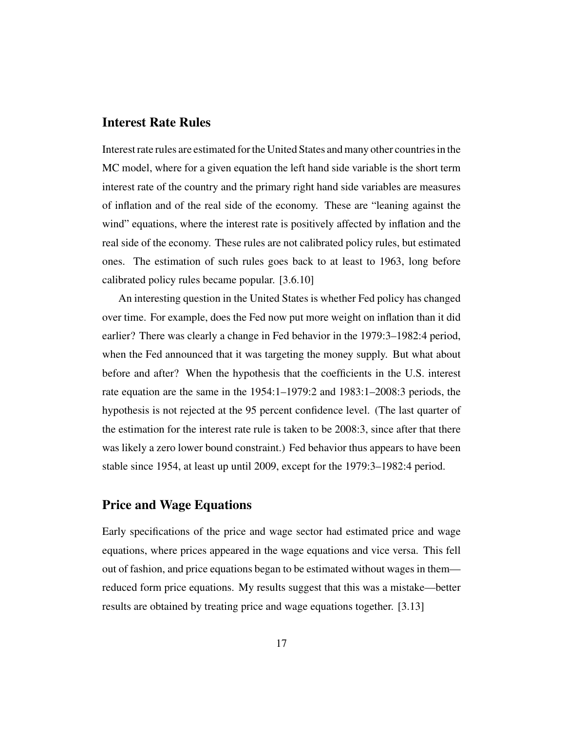## Interest Rate Rules

Interest rate rules are estimated for the United States and many other countries in the MC model, where for a given equation the left hand side variable is the short term interest rate of the country and the primary right hand side variables are measures of inflation and of the real side of the economy. These are "leaning against the wind" equations, where the interest rate is positively affected by inflation and the real side of the economy. These rules are not calibrated policy rules, but estimated ones. The estimation of such rules goes back to at least to 1963, long before calibrated policy rules became popular. [3.6.10]

An interesting question in the United States is whether Fed policy has changed over time. For example, does the Fed now put more weight on inflation than it did earlier? There was clearly a change in Fed behavior in the 1979:3–1982:4 period, when the Fed announced that it was targeting the money supply. But what about before and after? When the hypothesis that the coefficients in the U.S. interest rate equation are the same in the 1954:1–1979:2 and 1983:1–2008:3 periods, the hypothesis is not rejected at the 95 percent confidence level. (The last quarter of the estimation for the interest rate rule is taken to be 2008:3, since after that there was likely a zero lower bound constraint.) Fed behavior thus appears to have been stable since 1954, at least up until 2009, except for the 1979:3–1982:4 period.

## Price and Wage Equations

Early specifications of the price and wage sector had estimated price and wage equations, where prices appeared in the wage equations and vice versa. This fell out of fashion, and price equations began to be estimated without wages in them—reduced form price equations. My results suggest that this was a mistake—better results are obtained by treating price and wage equations together. [3.13]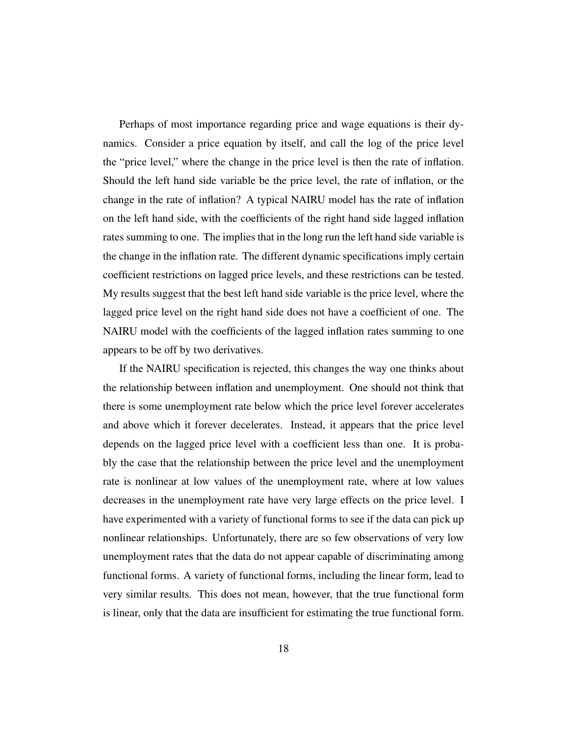Perhaps of most importance regarding price and wage equations is their dynamics. Consider a price equation by itself, and call the log of the price level the "price level," where the change in the price level is then the rate of inflation. Should the left hand side variable be the price level, the rate of inflation, or the change in the rate of inflation? A typical NAIRU model has the rate of inflation on the left hand side, with the coefficients of the right hand side lagged inflation rates summing to one. The implies that in the long run the left hand side variable is the change in the inflation rate. The different dynamic specifications imply certain coefficient restrictions on lagged price levels, and these restrictions can be tested. My results suggest that the best left hand side variable is the price level, where the lagged price level on the right hand side does not have a coefficient of one. The NAIRU model with the coefficients of the lagged inflation rates summing to one appears to be off by two derivatives.

If the NAIRU specification is rejected, this changes the way one thinks about the relationship between inflation and unemployment. One should not think that there is some unemployment rate below which the price level forever accelerates and above which it forever decelerates. Instead, it appears that the price level depends on the lagged price level with a coefficient less than one. It is probably the case that the relationship between the price level and the unemployment rate is nonlinear at low values of the unemployment rate, where at low values decreases in the unemployment rate have very large effects on the price level. I have experimented with a variety of functional forms to see if the data can pick up nonlinear relationships. Unfortunately, there are so few observations of very low unemployment rates that the data do not appear capable of discriminating among functional forms. A variety of functional forms, including the linear form, lead to very similar results. This does not mean, however, that the true functional form is linear, only that the data are insufficient for estimating the true functional form.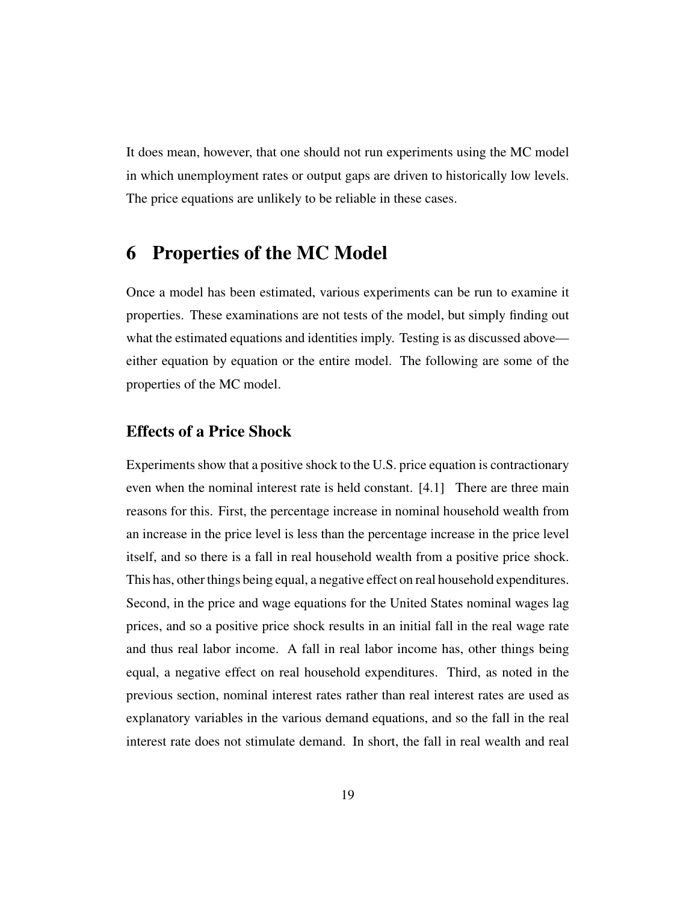It does mean, however, that one should not run experiments using the MC model in which unemployment rates or output gaps are driven to historically low levels. The price equations are unlikely to be reliable in these cases.

# 6 Properties of the MC Model

Once a model has been estimated, various experiments can be run to examine it properties. These examinations are not tests of the model, but simply finding out what the estimated equations and identities imply. Testing is as discussed above—either equation by equation or the entire model. The following are some of the properties of the MC model.

## Effects of a Price Shock

Experiments show that a positive shock to the U.S. price equation is contractionary even when the nominal interest rate is held constant. [4.1] There are three main reasons for this. First, the percentage increase in nominal household wealth from an increase in the price level is less than the percentage increase in the price level itself, and so there is a fall in real household wealth from a positive price shock. This has, other things being equal, a negative effect on real household expenditures. Second, in the price and wage equations for the United States nominal wages lag prices, and so a positive price shock results in an initial fall in the real wage rate and thus real labor income. A fall in real labor income has, other things being equal, a negative effect on real household expenditures. Third, as noted in the previous section, nominal interest rates rather than real interest rates are used as explanatory variables in the various demand equations, and so the fall in the real interest rate does not stimulate demand. In short, the fall in real wealth and real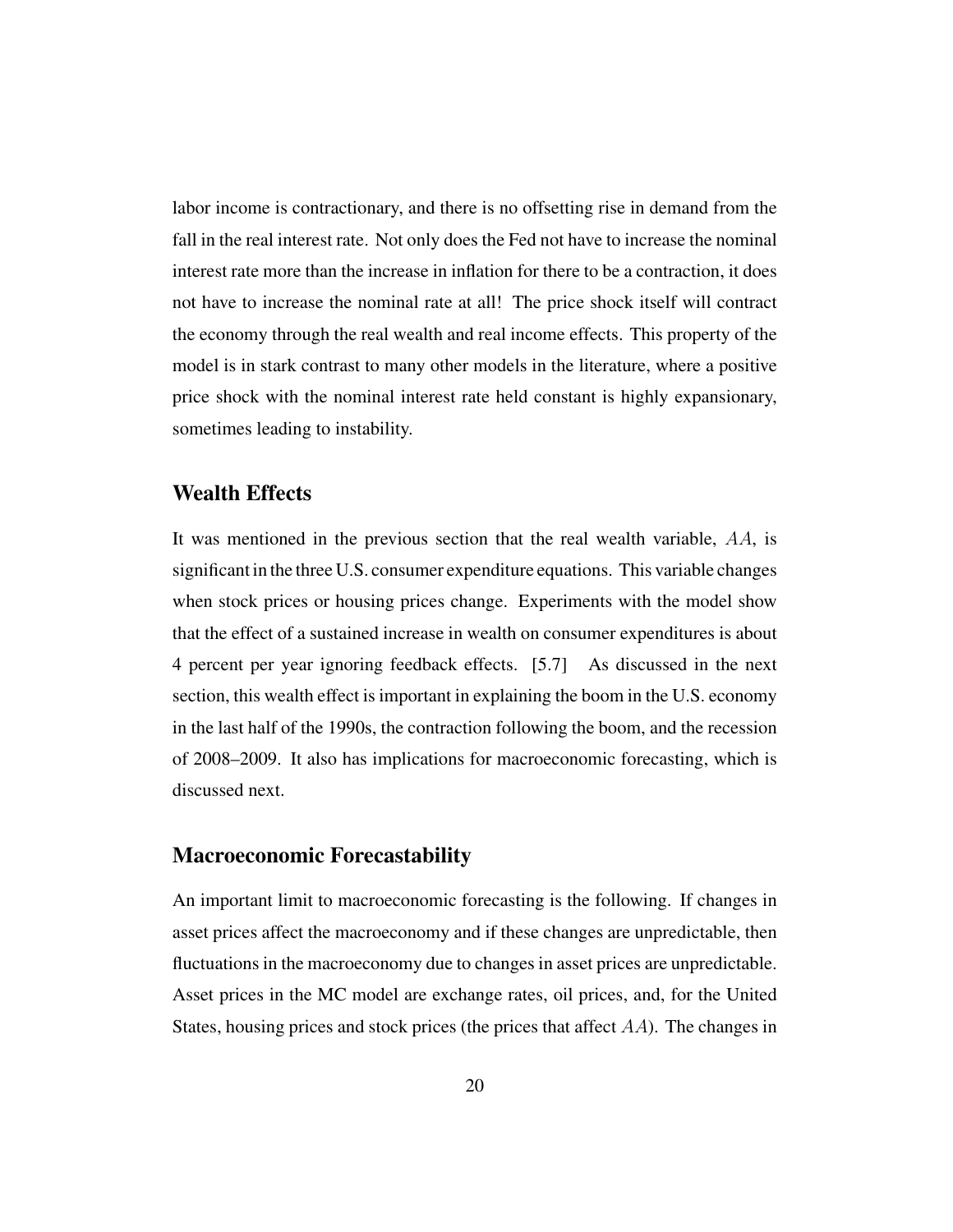labor income is contractionary, and there is no offsetting rise in demand from the fall in the real interest rate. Not only does the Fed not have to increase the nominal interest rate more than the increase in inflation for there to be a contraction, it does not have to increase the nominal rate at all! The price shock itself will contract the economy through the real wealth and real income effects. This property of the model is in stark contrast to many other models in the literature, where a positive price shock with the nominal interest rate held constant is highly expansionary, sometimes leading to instability.

## Wealth Effects

It was mentioned in the previous section that the real wealth variable, $AA$, is significant in the three U.S. consumer expenditure equations. This variable changes when stock prices or housing prices change. Experiments with the model show that the effect of a sustained increase in wealth on consumer expenditures is about 4 percent per year ignoring feedback effects. [5.7] As discussed in the next section, this wealth effect is important in explaining the boom in the U.S. economy in the last half of the 1990s, the contraction following the boom, and the recession of 2008–2009. It also has implications for macroeconomic forecasting, which is discussed next.

## Macroeconomic Forecastability

An important limit to macroeconomic forecasting is the following. If changes in asset prices affect the macroeconomy and if these changes are unpredictable, then fluctuations in the macroeconomy due to changes in asset prices are unpredictable. Asset prices in the MC model are exchange rates, oil prices, and, for the United States, housing prices and stock prices (the prices that affect $AA$). The changes in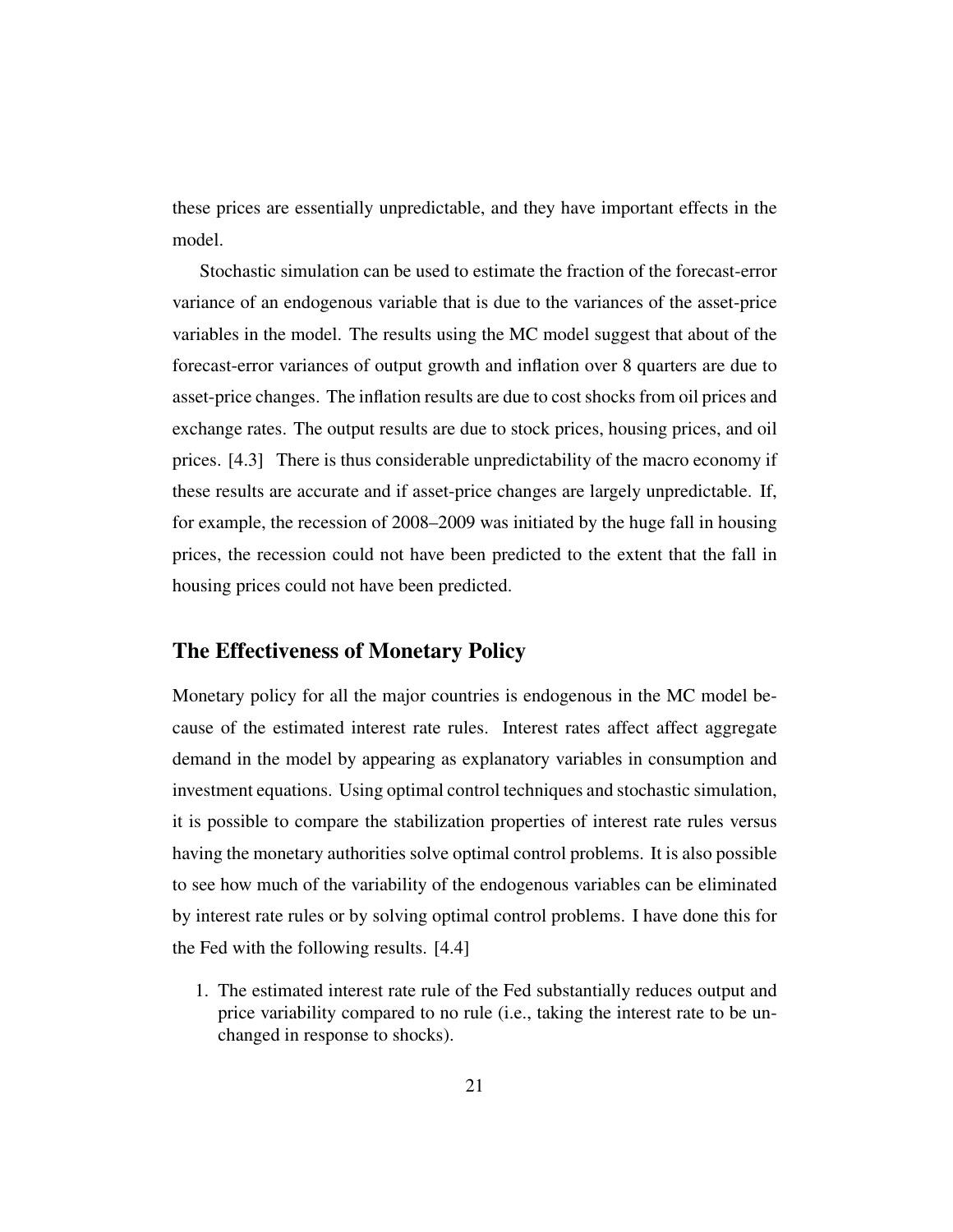these prices are essentially unpredictable, and they have important effects in the model.

Stochastic simulation can be used to estimate the fraction of the forecast-error variance of an endogenous variable that is due to the variances of the asset-price variables in the model. The results using the MC model suggest that about of the forecast-error variances of output growth and inflation over 8 quarters are due to asset-price changes. The inflation results are due to cost shocks from oil prices and exchange rates. The output results are due to stock prices, housing prices, and oil prices. [4.3] There is thus considerable unpredictability of the macro economy if these results are accurate and if asset-price changes are largely unpredictable. If, for example, the recession of 2008–2009 was initiated by the huge fall in housing prices, the recession could not have been predicted to the extent that the fall in housing prices could not have been predicted.

## The Effectiveness of Monetary Policy

Monetary policy for all the major countries is endogenous in the MC model because of the estimated interest rate rules. Interest rates affect affect aggregate demand in the model by appearing as explanatory variables in consumption and investment equations. Using optimal control techniques and stochastic simulation, it is possible to compare the stabilization properties of interest rate rules versus having the monetary authorities solve optimal control problems. It is also possible to see how much of the variability of the endogenous variables can be eliminated by interest rate rules or by solving optimal control problems. I have done this for the Fed with the following results. [4.4]

1. The estimated interest rate rule of the Fed substantially reduces output and price variability compared to no rule (i.e., taking the interest rate to be unchanged in response to shocks).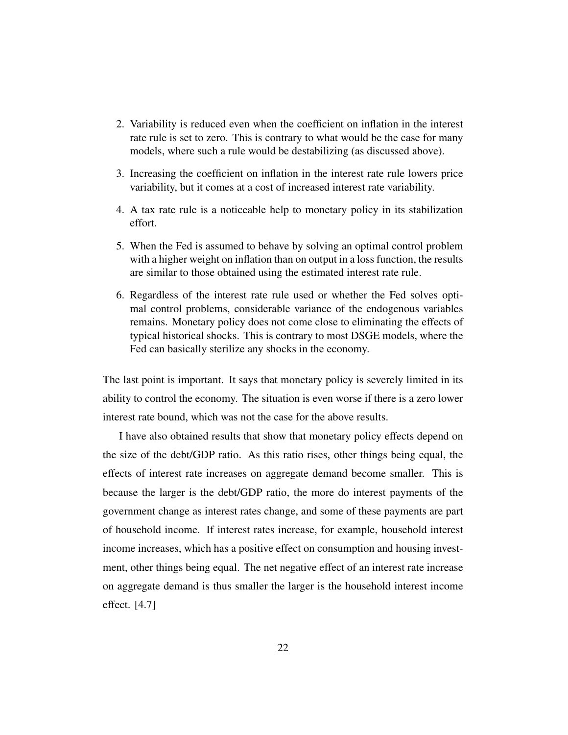2. Variability is reduced even when the coefficient on inflation in the interest rate rule is set to zero. This is contrary to what would be the case for many models, where such a rule would be destabilizing (as discussed above).
3. Increasing the coefficient on inflation in the interest rate rule lowers price variability, but it comes at a cost of increased interest rate variability.
4. A tax rate rule is a noticeable help to monetary policy in its stabilization effort.
5. When the Fed is assumed to behave by solving an optimal control problem with a higher weight on inflation than on output in a loss function, the results are similar to those obtained using the estimated interest rate rule.
6. Regardless of the interest rate rule used or whether the Fed solves optimal control problems, considerable variance of the endogenous variables remains. Monetary policy does not come close to eliminating the effects of typical historical shocks. This is contrary to most DSGE models, where the Fed can basically sterilize any shocks in the economy.

The last point is important. It says that monetary policy is severely limited in its ability to control the economy. The situation is even worse if there is a zero lower interest rate bound, which was not the case for the above results.

I have also obtained results that show that monetary policy effects depend on the size of the debt/GDP ratio. As this ratio rises, other things being equal, the effects of interest rate increases on aggregate demand become smaller. This is because the larger is the debt/GDP ratio, the more do interest payments of the government change as interest rates change, and some of these payments are part of household income. If interest rates increase, for example, household interest income increases, which has a positive effect on consumption and housing investment, other things being equal. The net negative effect of an interest rate increase on aggregate demand is thus smaller the larger is the household interest income effect. [4.7]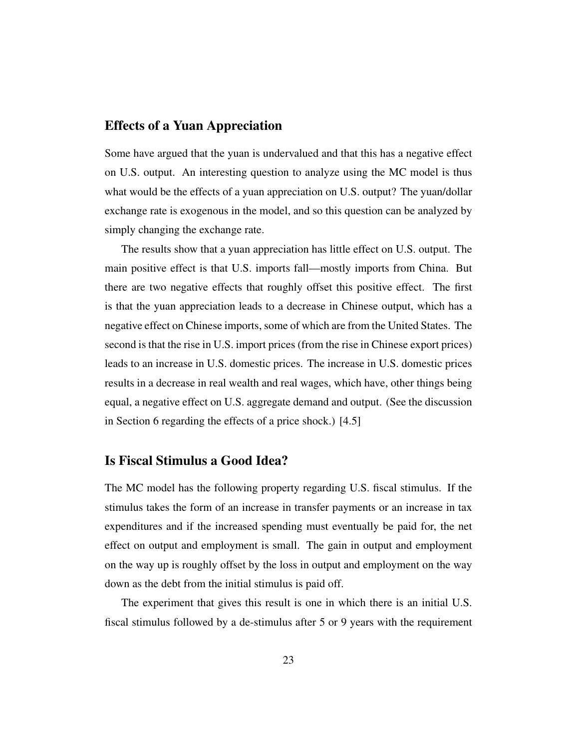## Effects of a Yuan Appreciation

Some have argued that the yuan is undervalued and that this has a negative effect on U.S. output. An interesting question to analyze using the MC model is thus what would be the effects of a yuan appreciation on U.S. output? The yuan/dollar exchange rate is exogenous in the model, and so this question can be analyzed by simply changing the exchange rate.

The results show that a yuan appreciation has little effect on U.S. output. The main positive effect is that U.S. imports fall—mostly imports from China. But there are two negative effects that roughly offset this positive effect. The first is that the yuan appreciation leads to a decrease in Chinese output, which has a negative effect on Chinese imports, some of which are from the United States. The second is that the rise in U.S. import prices (from the rise in Chinese export prices) leads to an increase in U.S. domestic prices. The increase in U.S. domestic prices results in a decrease in real wealth and real wages, which have, other things being equal, a negative effect on U.S. aggregate demand and output. (See the discussion in Section 6 regarding the effects of a price shock.) [4.5]

## Is Fiscal Stimulus a Good Idea?

The MC model has the following property regarding U.S. fiscal stimulus. If the stimulus takes the form of an increase in transfer payments or an increase in tax expenditures and if the increased spending must eventually be paid for, the net effect on output and employment is small. The gain in output and employment on the way up is roughly offset by the loss in output and employment on the way down as the debt from the initial stimulus is paid off.

The experiment that gives this result is one in which there is an initial U.S. fiscal stimulus followed by a de-stimulus after 5 or 9 years with the requirement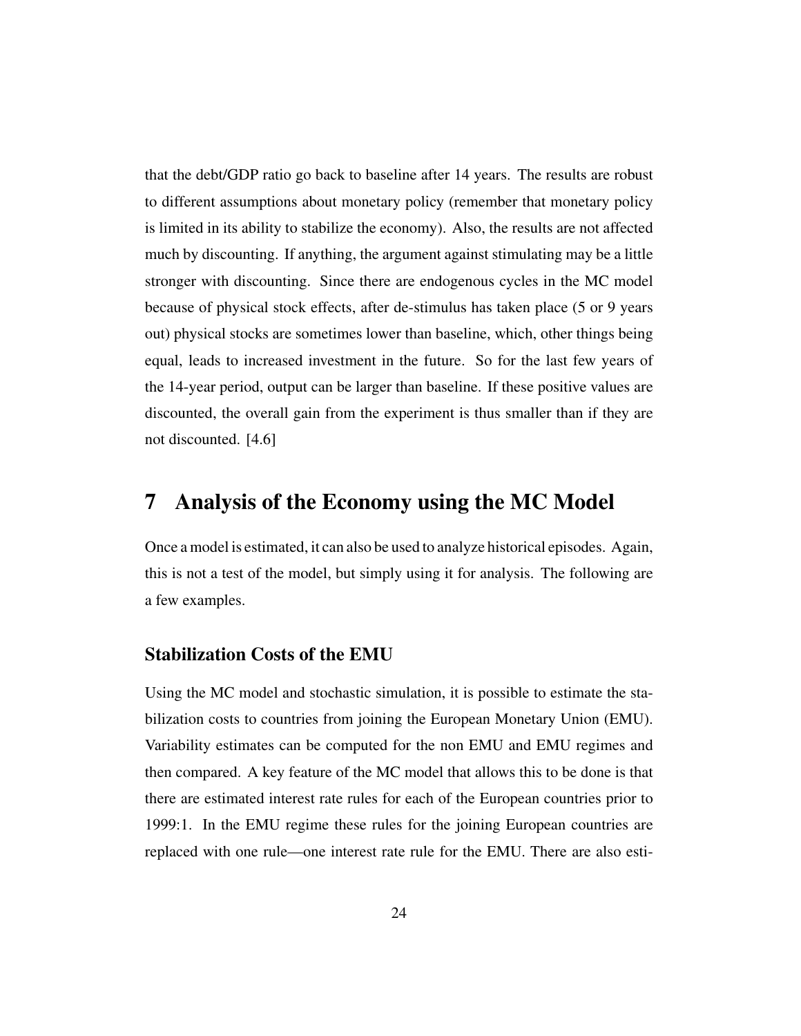that the debt/GDP ratio go back to baseline after 14 years. The results are robust to different assumptions about monetary policy (remember that monetary policy is limited in its ability to stabilize the economy). Also, the results are not affected much by discounting. If anything, the argument against stimulating may be a little stronger with discounting. Since there are endogenous cycles in the MC model because of physical stock effects, after de-stimulus has taken place (5 or 9 years out) physical stocks are sometimes lower than baseline, which, other things being equal, leads to increased investment in the future. So for the last few years of the 14-year period, output can be larger than baseline. If these positive values are discounted, the overall gain from the experiment is thus smaller than if they are not discounted. [4.6]

# 7 Analysis of the Economy using the MC Model

Once a model is estimated, it can also be used to analyze historical episodes. Again, this is not a test of the model, but simply using it for analysis. The following are a few examples.

### Stabilization Costs of the EMU

Using the MC model and stochastic simulation, it is possible to estimate the stabilization costs to countries from joining the European Monetary Union (EMU). Variability estimates can be computed for the non EMU and EMU regimes and then compared. A key feature of the MC model that allows this to be done is that there are estimated interest rate rules for each of the European countries prior to 1999:1. In the EMU regime these rules for the joining European countries are replaced with one rule—one interest rate rule for the EMU. There are also esti-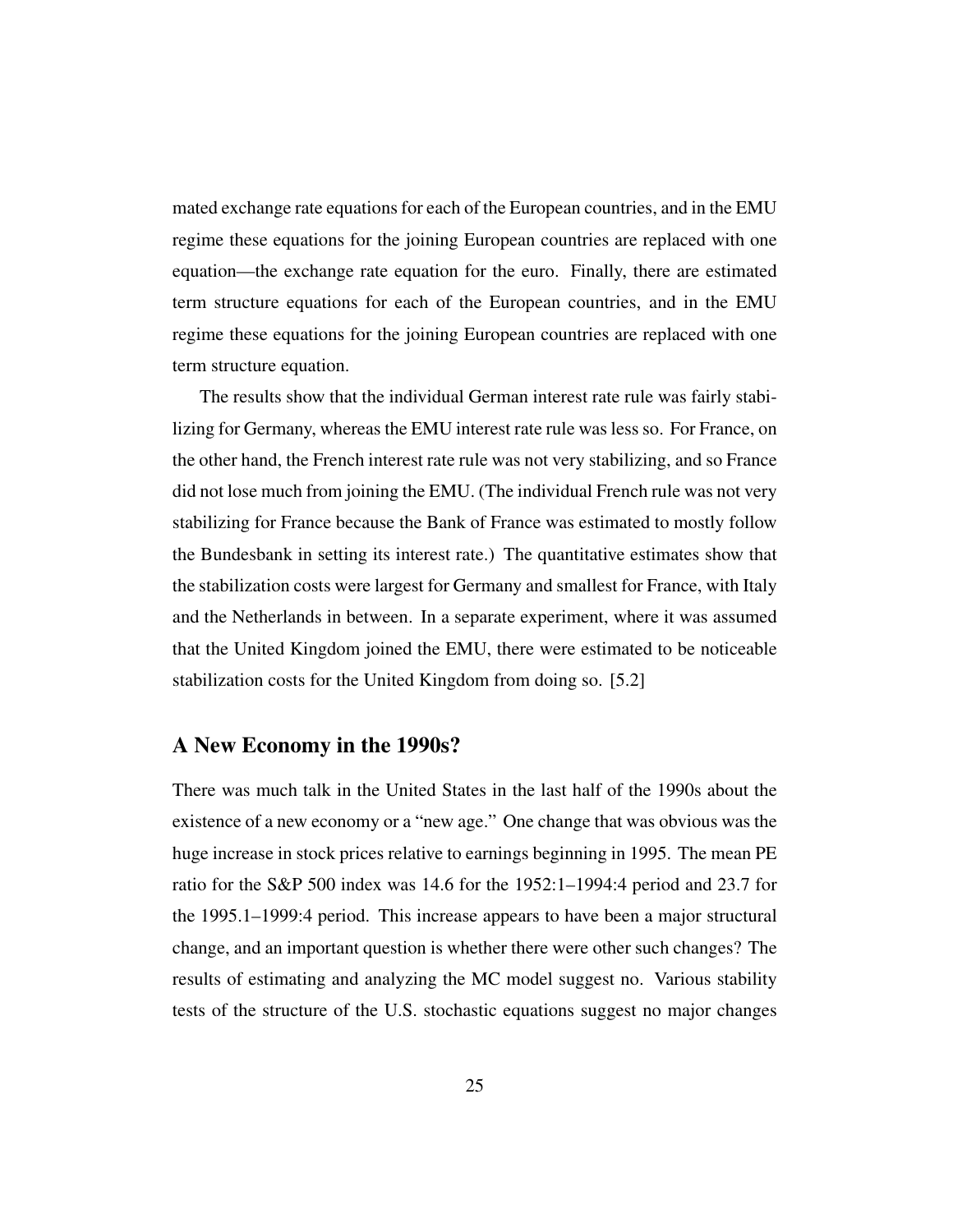mated exchange rate equations for each of the European countries, and in the EMU regime these equations for the joining European countries are replaced with one equation—the exchange rate equation for the euro. Finally, there are estimated term structure equations for each of the European countries, and in the EMU regime these equations for the joining European countries are replaced with one term structure equation.

The results show that the individual German interest rate rule was fairly stabilizing for Germany, whereas the EMU interest rate rule was less so. For France, on the other hand, the French interest rate rule was not very stabilizing, and so France did not lose much from joining the EMU. (The individual French rule was not very stabilizing for France because the Bank of France was estimated to mostly follow the Bundesbank in setting its interest rate.) The quantitative estimates show that the stabilization costs were largest for Germany and smallest for France, with Italy and the Netherlands in between. In a separate experiment, where it was assumed that the United Kingdom joined the EMU, there were estimated to be noticeable stabilization costs for the United Kingdom from doing so. [5.2]

## A New Economy in the 1990s?

There was much talk in the United States in the last half of the 1990s about the existence of a new economy or a "new age." One change that was obvious was the huge increase in stock prices relative to earnings beginning in 1995. The mean PE ratio for the S&P 500 index was 14.6 for the 1952:1–1994:4 period and 23.7 for the 1995.1–1999:4 period. This increase appears to have been a major structural change, and an important question is whether there were other such changes? The results of estimating and analyzing the MC model suggest no. Various stability tests of the structure of the U.S. stochastic equations suggest no major changes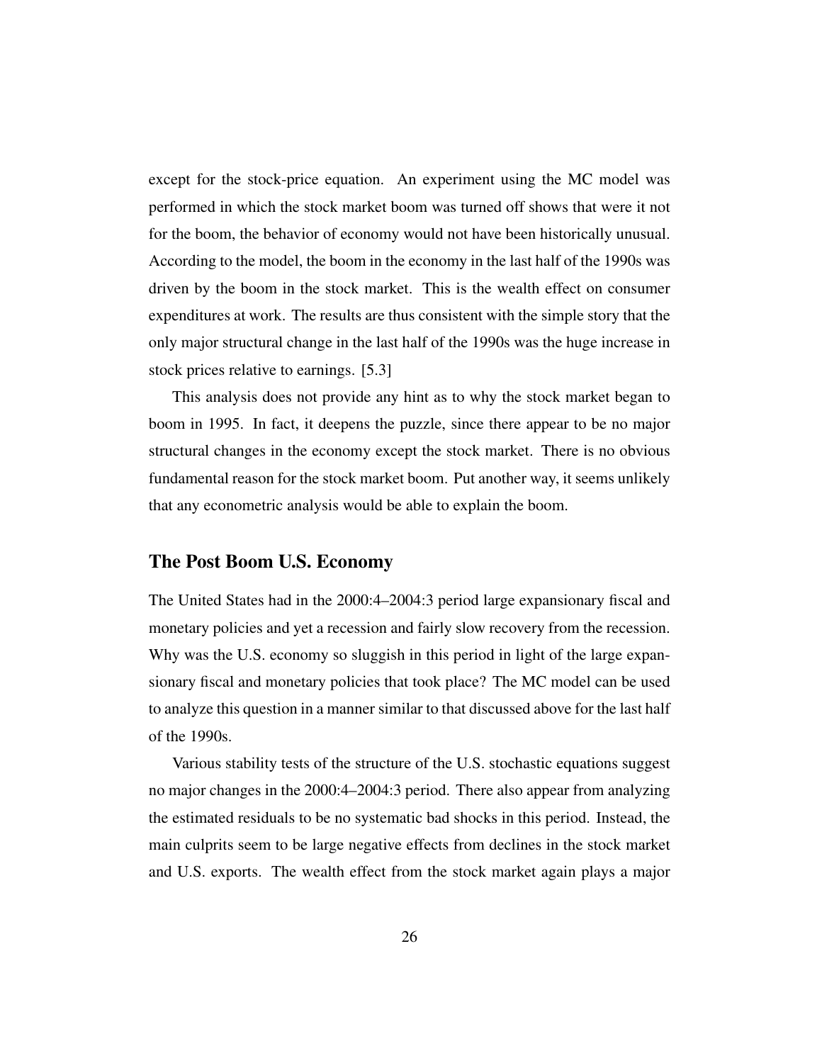except for the stock-price equation. An experiment using the MC model was performed in which the stock market boom was turned off shows that were it not for the boom, the behavior of economy would not have been historically unusual. According to the model, the boom in the economy in the last half of the 1990s was driven by the boom in the stock market. This is the wealth effect on consumer expenditures at work. The results are thus consistent with the simple story that the only major structural change in the last half of the 1990s was the huge increase in stock prices relative to earnings. [5.3]

This analysis does not provide any hint as to why the stock market began to boom in 1995. In fact, it deepens the puzzle, since there appear to be no major structural changes in the economy except the stock market. There is no obvious fundamental reason for the stock market boom. Put another way, it seems unlikely that any econometric analysis would be able to explain the boom.

## The Post Boom U.S. Economy

The United States had in the 2000:4–2004:3 period large expansionary fiscal and monetary policies and yet a recession and fairly slow recovery from the recession. Why was the U.S. economy so sluggish in this period in light of the large expansionary fiscal and monetary policies that took place? The MC model can be used to analyze this question in a manner similar to that discussed above for the last half of the 1990s.

Various stability tests of the structure of the U.S. stochastic equations suggest no major changes in the 2000:4–2004:3 period. There also appear from analyzing the estimated residuals to be no systematic bad shocks in this period. Instead, the main culprits seem to be large negative effects from declines in the stock market and U.S. exports. The wealth effect from the stock market again plays a major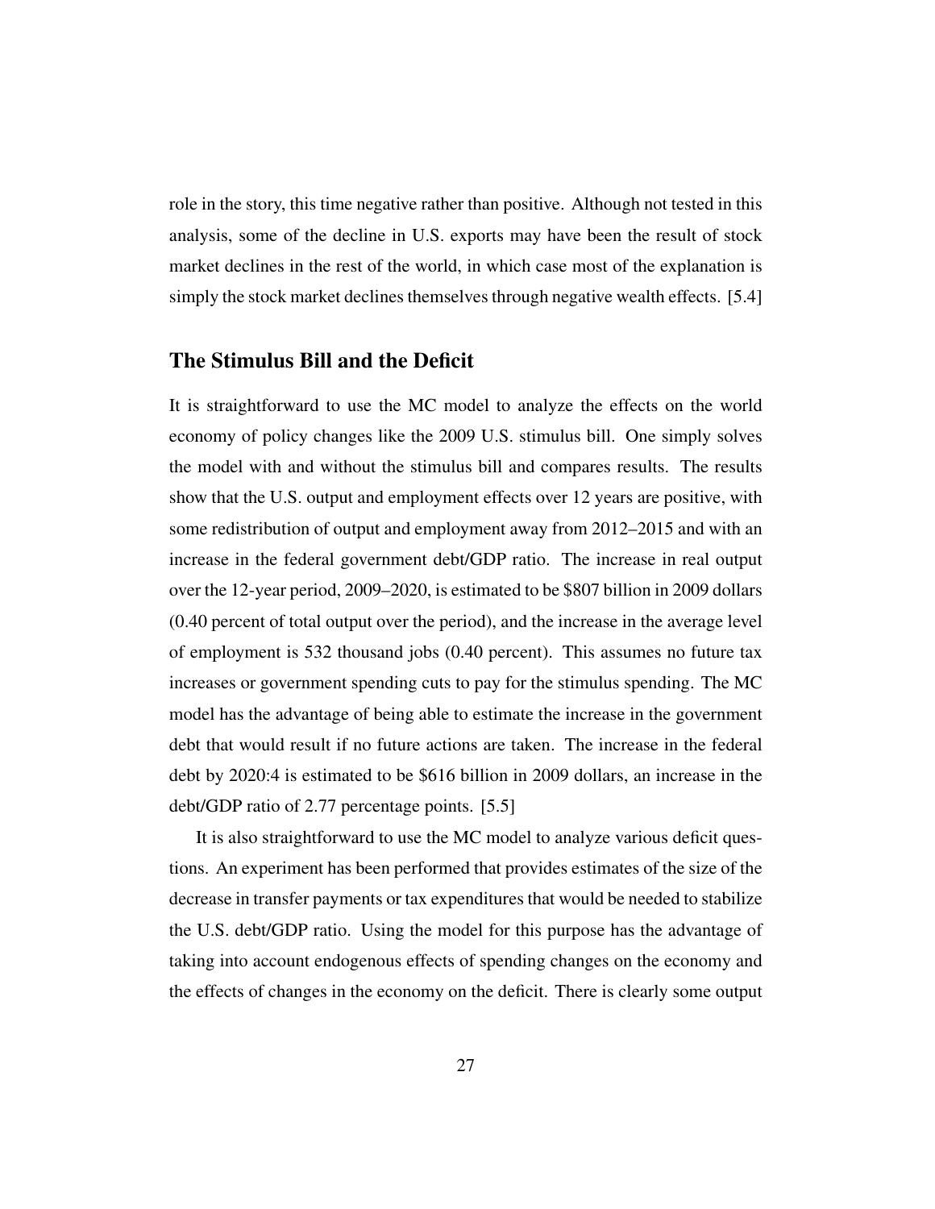role in the story, this time negative rather than positive. Although not tested in this analysis, some of the decline in U.S. exports may have been the result of stock market declines in the rest of the world, in which case most of the explanation is simply the stock market declines themselves through negative wealth effects. [5.4]

## The Stimulus Bill and the Deficit

It is straightforward to use the MC model to analyze the effects on the world economy of policy changes like the 2009 U.S. stimulus bill. One simply solves the model with and without the stimulus bill and compares results. The results show that the U.S. output and employment effects over 12 years are positive, with some redistribution of output and employment away from 2012–2015 and with an increase in the federal government debt/GDP ratio. The increase in real output over the 12-year period, 2009–2020, is estimated to be $807 billion in 2009 dollars (0.40 percent of total output over the period), and the increase in the average level of employment is 532 thousand jobs (0.40 percent). This assumes no future tax increases or government spending cuts to pay for the stimulus spending. The MC model has the advantage of being able to estimate the increase in the government debt that would result if no future actions are taken. The increase in the federal debt by 2020:4 is estimated to be $616 billion in 2009 dollars, an increase in the debt/GDP ratio of 2.77 percentage points. [5.5]

It is also straightforward to use the MC model to analyze various deficit questions. An experiment has been performed that provides estimates of the size of the decrease in transfer payments or tax expenditures that would be needed to stabilize the U.S. debt/GDP ratio. Using the model for this purpose has the advantage of taking into account endogenous effects of spending changes on the economy and the effects of changes in the economy on the deficit. There is clearly some output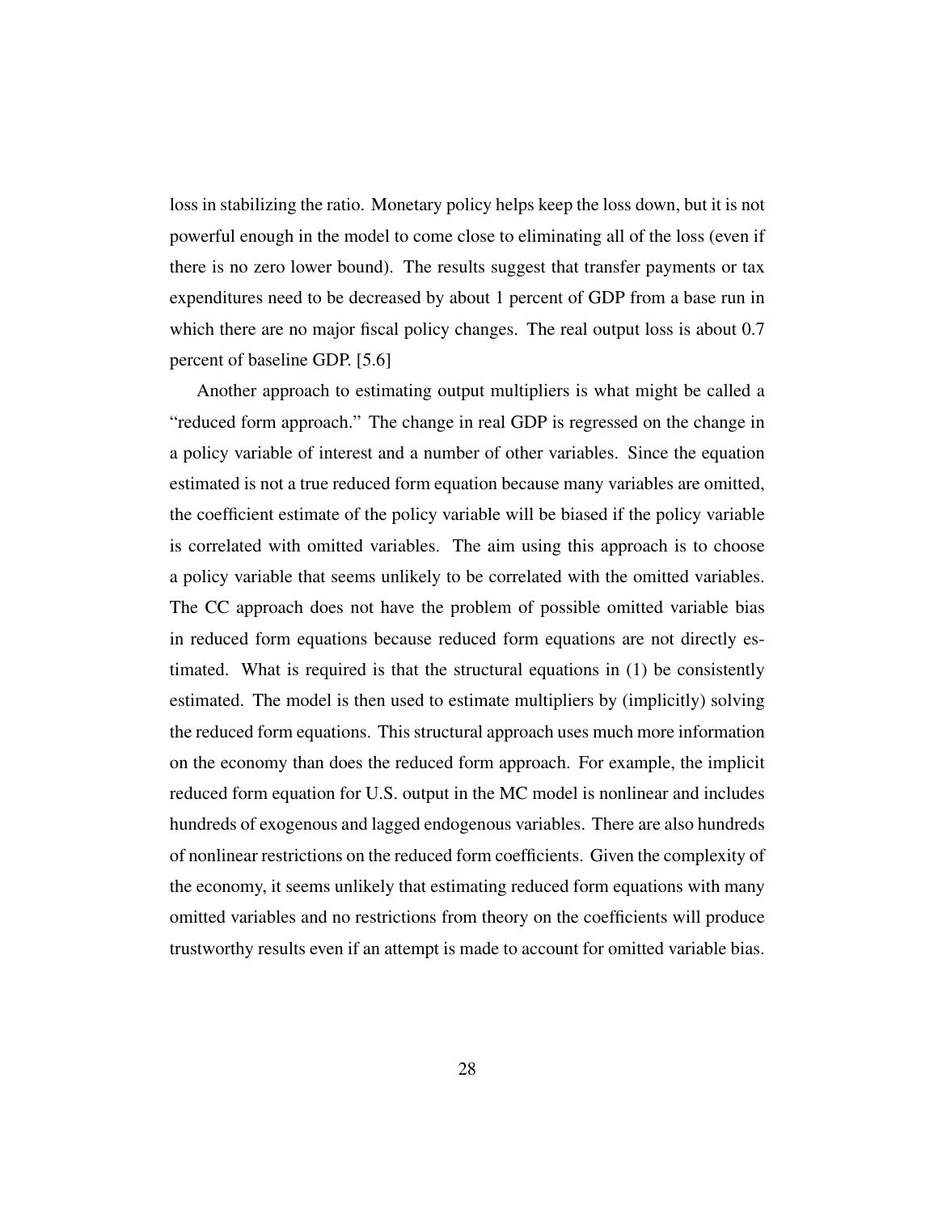loss in stabilizing the ratio. Monetary policy helps keep the loss down, but it is not powerful enough in the model to come close to eliminating all of the loss (even if there is no zero lower bound). The results suggest that transfer payments or tax expenditures need to be decreased by about 1 percent of GDP from a base run in which there are no major fiscal policy changes. The real output loss is about 0.7 percent of baseline GDP. [5.6]

Another approach to estimating output multipliers is what might be called a "reduced form approach." The change in real GDP is regressed on the change in a policy variable of interest and a number of other variables. Since the equation estimated is not a true reduced form equation because many variables are omitted, the coefficient estimate of the policy variable will be biased if the policy variable is correlated with omitted variables. The aim using this approach is to choose a policy variable that seems unlikely to be correlated with the omitted variables. The CC approach does not have the problem of possible omitted variable bias in reduced form equations because reduced form equations are not directly estimated. What is required is that the structural equations in (1) be consistently estimated. The model is then used to estimate multipliers by (implicitly) solving the reduced form equations. This structural approach uses much more information on the economy than does the reduced form approach. For example, the implicit reduced form equation for U.S. output in the MC model is nonlinear and includes hundreds of exogenous and lagged endogenous variables. There are also hundreds of nonlinear restrictions on the reduced form coefficients. Given the complexity of the economy, it seems unlikely that estimating reduced form equations with many omitted variables and no restrictions from theory on the coefficients will produce trustworthy results even if an attempt is made to account for omitted variable bias.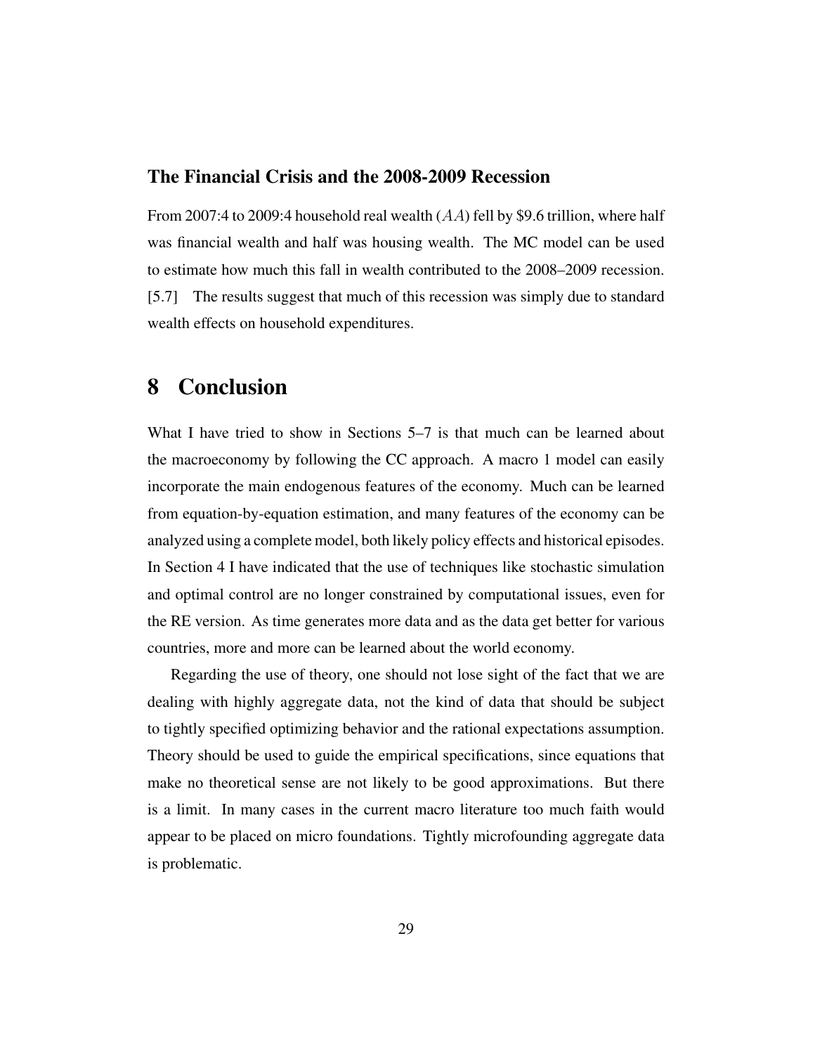### The Financial Crisis and the 2008-2009 Recession

From 2007:4 to 2009:4 household real wealth ($AA$) fell by \$9.6 trillion, where half was financial wealth and half was housing wealth. The MC model can be used to estimate how much this fall in wealth contributed to the 2008–2009 recession. [5.7] The results suggest that much of this recession was simply due to standard wealth effects on household expenditures.

# 8 Conclusion

What I have tried to show in Sections 5–7 is that much can be learned about the macroeconomy by following the CC approach. A macro 1 model can easily incorporate the main endogenous features of the economy. Much can be learned from equation-by-equation estimation, and many features of the economy can be analyzed using a complete model, both likely policy effects and historical episodes. In Section 4 I have indicated that the use of techniques like stochastic simulation and optimal control are no longer constrained by computational issues, even for the RE version. As time generates more data and as the data get better for various countries, more and more can be learned about the world economy.

Regarding the use of theory, one should not lose sight of the fact that we are dealing with highly aggregate data, not the kind of data that should be subject to tightly specified optimizing behavior and the rational expectations assumption. Theory should be used to guide the empirical specifications, since equations that make no theoretical sense are not likely to be good approximations. But there is a limit. In many cases in the current macro literature too much faith would appear to be placed on micro foundations. Tightly microfounding aggregate data is problematic.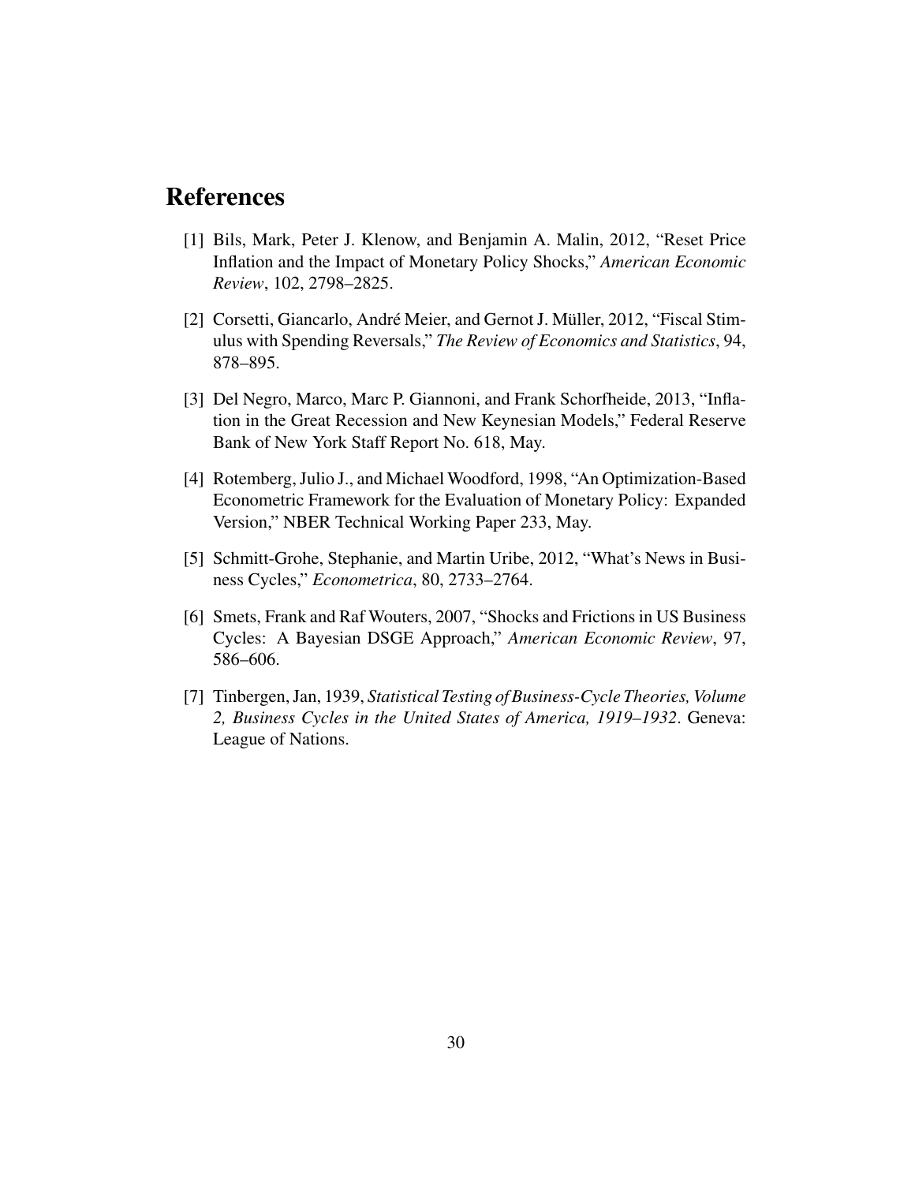# References

[1] Bils, Mark, Peter J. Klenow, and Benjamin A. Malin, 2012, "Reset Price Inflation and the Impact of Monetary Policy Shocks," *American Economic Review*, 102, 2798–2825.

[2] Corsetti, Giancarlo, André Meier, and Gernot J. Müller, 2012, "Fiscal Stimulus with Spending Reversals," *The Review of Economics and Statistics*, 94, 878–895.

[3] Del Negro, Marco, Marc P. Giannoni, and Frank Schorfheide, 2013, "Inflation in the Great Recession and New Keynesian Models," Federal Reserve Bank of New York Staff Report No. 618, May.

[4] Rotemberg, Julio J., and Michael Woodford, 1998, "An Optimization-Based Econometric Framework for the Evaluation of Monetary Policy: Expanded Version," NBER Technical Working Paper 233, May.

[5] Schmitt-Grohe, Stephanie, and Martin Uribe, 2012, "What's News in Business Cycles," *Econometrica*, 80, 2733–2764.

[6] Smets, Frank and Raf Wouters, 2007, "Shocks and Frictions in US Business Cycles: A Bayesian DSGE Approach," *American Economic Review*, 97, 586–606.

[7] Tinbergen, Jan, 1939, *Statistical Testing of Business-Cycle Theories, Volume 2, Business Cycles in the United States of America, 1919–1932*. Geneva: League of Nations.